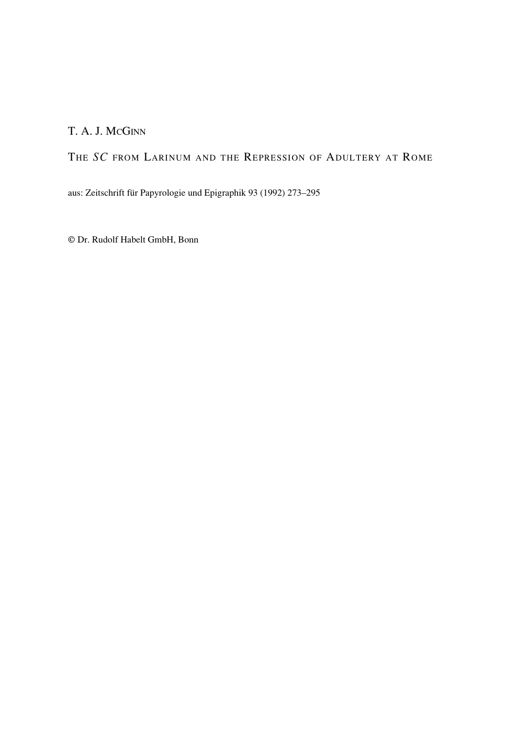T. A. J. McGinn

# The *SC* from Larinum and the Repression of Adultery at Rome

aus: Zeitschrift für Papyrologie und Epigraphik 93 (1992) 273–295

© Dr. Rudolf Habelt GmbH, Bonn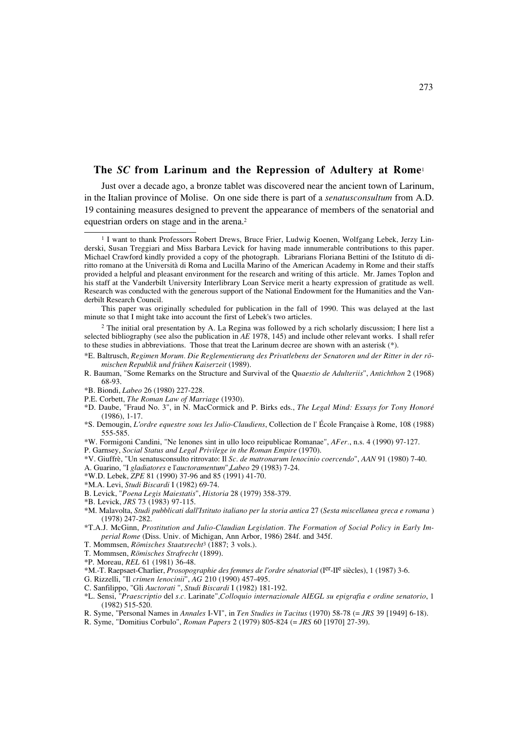## The *SC* from Larinum and the Repression of Adultery at Rome[1]

Just over a decade ago, a bronze tablet was discovered near the ancient town of Larinum, in the Italian province of Molise. On one side there is part of a *senatusconsultum* from A.D. 19 containing measures designed to prevent the appearance of members of the senatorial and equestrian orders on stage and in the arena.[2]

---

[1] I want to thank Professors Robert Drews, Bruce Frier, Ludwig Koenen, Wolfgang Lebek, Jerzy Linderski, Susan Treggiari and Miss Barbara Levick for having made innumerable contributions to this paper. Michael Crawford kindly provided a copy of the photograph. Librarians Floriana Bettini of the Istituto di diritto romano at the Università di Roma and Lucilla Marino of the American Academy in Rome and their staffs provided a helpful and pleasant environment for the research and writing of this article. Mr. James Toplon and his staff at the Vanderbilt University Interlibrary Loan Service merit a hearty expression of gratitude as well. Research was conducted with the generous support of the National Endowment for the Humanities and the Vanderbilt Research Council.

This paper was originally scheduled for publication in the fall of 1990. This was delayed at the last minute so that I might take into account the first of Lebek's two articles.

[2] The initial oral presentation by A. La Regina was followed by a rich scholarly discussion; I here list a selected bibliography (see also the publication in *AE* 1978, 145) and include other relevant works. I shall refer to these studies in abbreviations. Those that treat the Larinum decree are shown with an asterisk (*).

*E. Baltrusch, *Regimen Morum. Die Reglementierung des Privatlebens der Senatoren und der Ritter in der römischen Republik und frühen Kaiserzeit* (1989).

R. Bauman, "Some Remarks on the Structure and Survival of the Q*uaestio de Adulteriis*", *Antichthon* 2 (1968) 68-93.

*B. Biondi, *Labeo* 26 (1980) 227-228.

P.E. Corbett, *The Roman Law of Marriage* (1930).

*D. Daube, "Fraud No. 3", in N. MacCormick and P. Birks eds., *The Legal Mind: Essays for Tony Honoré* (1986), 1-17.

*S. Demougin, *L'ordre equestre sous les Julio-Claudiens*, Collection de l' École Française à Rome, 108 (1988) 555-585.

*W. Formigoni Candini, "Ne lenones sint in ullo loco reipublicae Romanae", *AFer.*, n.s. 4 (1990) 97-127.

P. Garnsey, *Social Status and Legal Privilege in the Roman Empire* (1970).

*V. Giuffrè, "Un senatusconsulto ritrovato: Il *Sc. de matronarum lenocinio coercendo*", *AAN* 91 (1980) 7-40.

A. Guarino, "I *gladiatores* e l'*auctoramentum*",*Labeo* 29 (1983) 7-24.

*W.D. Lebek, *ZPE* 81 (1990) 37-96 and 85 (1991) 41-70.

*M.A. Levi, *Studi Biscardi* I (1982) 69-74.

B. Levick, "*Poena Legis Maiestatis*", *Historia* 28 (1979) 358-379.

*B. Levick, *JRS* 73 (1983) 97-115.

*M. Malavolta, *Studi pubblicati dall'Istituto italiano per la storia antica* 27 (*Sesta miscellanea greca e romana* ) (1978) 247-282.

*T.A.J. McGinn, *Prostitution and Julio-Claudian Legislation. The Formation of Social Policy in Early Imperial Rome* (Diss. Univ. of Michigan, Ann Arbor, 1986) 284f. and 345f.

T. Mommsen, *Römisches Staatsrecht*[3] (1887; 3 vols.).

T. Mommsen, *Römisches Strafrecht* (1899).

*P. Moreau, *REL* 61 (1981) 36-48.

*M.-T. Raepsaet-Charlier, *Prosopographie des femmes de l'ordre sénatorial* (I$^{er}$-II$^{e}$ siècles), 1 (1987) 3-6.

G. Rizzelli, "Il *crimen lenocinii*", *AG* 210 (1990) 457-495.

C. Sanfilippo, "Gli *Auctorati* ", *Studi Biscardi* I (1982) 181-192.

*L. Sensi, "*Praescriptio* del *s.c.* Larinate",*Colloquio internazionale AIEGL su epigrafia e ordine senatorio*, 1 (1982) 515-520.

R. Syme, "Personal Names in *Annales* I-VI", in *Ten Studies in Tacitus* (1970) 58-78 (= *JRS* 39 [1949] 6-18).

R. Syme, "Domitius Corbulo", *Roman Papers* 2 (1979) 805-824 (= *JRS* 60 [1970] 27-39).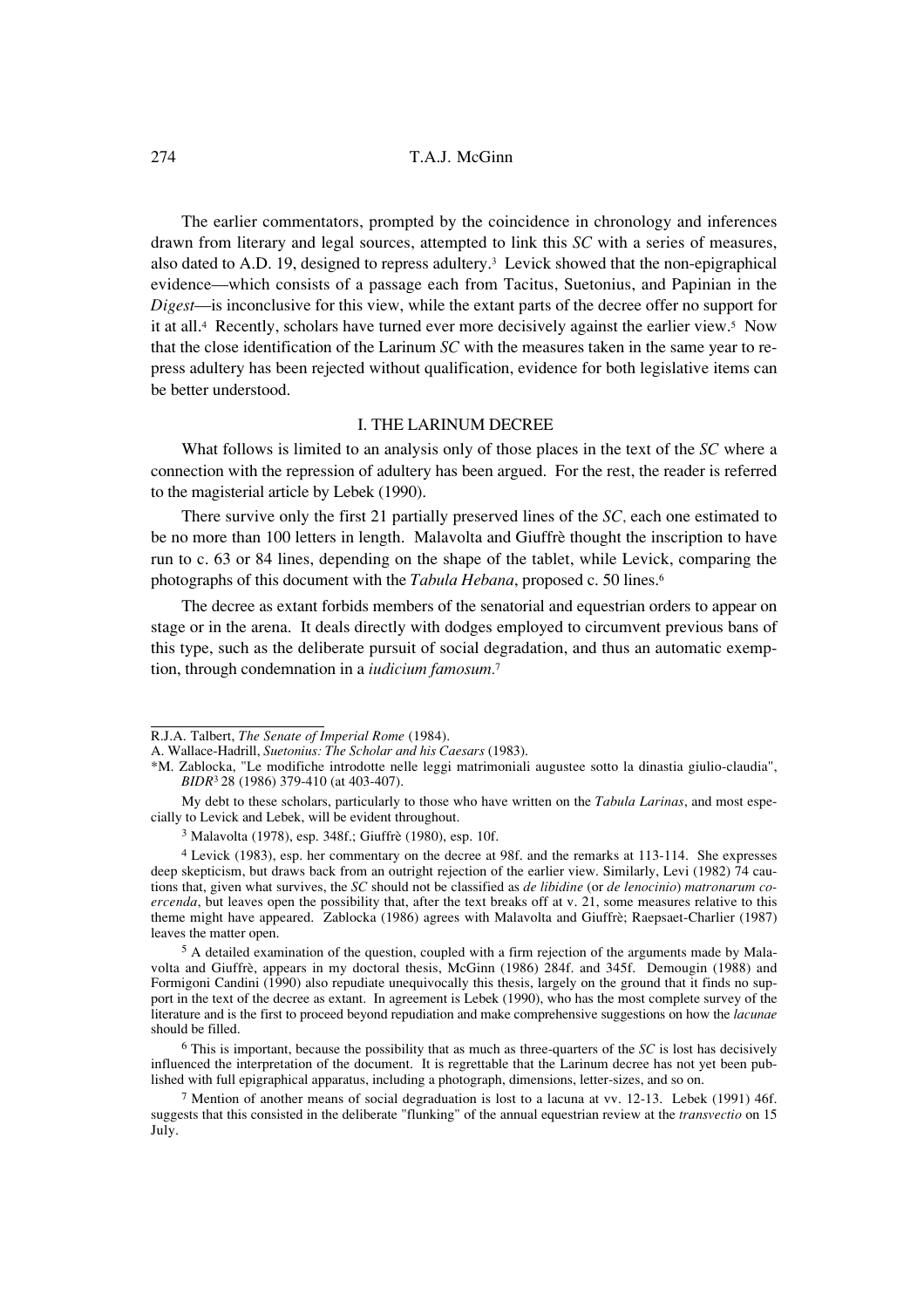The earlier commentators, prompted by the coincidence in chronology and inferences drawn from literary and legal sources, attempted to link this *SC* with a series of measures, also dated to A.D. 19, designed to repress adultery.[3] Levick showed that the non-epigraphical evidence—which consists of a passage each from Tacitus, Suetonius, and Papinian in the *Digest*—is inconclusive for this view, while the extant parts of the decree offer no support for it at all.[4] Recently, scholars have turned ever more decisively against the earlier view.[5] Now that the close identification of the Larinum *SC* with the measures taken in the same year to repress adultery has been rejected without qualification, evidence for both legislative items can be better understood.

## I. THE LARINUM DECREE

What follows is limited to an analysis only of those places in the text of the *SC* where a connection with the repression of adultery has been argued. For the rest, the reader is referred to the magisterial article by Lebek (1990).

There survive only the first 21 partially preserved lines of the *SC*, each one estimated to be no more than 100 letters in length. Malavolta and Giuffrè thought the inscription to have run to c. 63 or 84 lines, depending on the shape of the tablet, while Levick, comparing the photographs of this document with the *Tabula Hebana*, proposed c. 50 lines.[6]

The decree as extant forbids members of the senatorial and equestrian orders to appear on stage or in the arena. It deals directly with dodges employed to circumvent previous bans of this type, such as the deliberate pursuit of social degradation, and thus an automatic exemption, through condemnation in a *iudicium famosum*.[7]

---

R.J.A. Talbert, *The Senate of Imperial Rome* (1984).

A. Wallace-Hadrill, *Suetonius: The Scholar and his Caesars* (1983).

*M. Zablocka, "Le modifiche introdotte nelle leggi matrimoniali augustee sotto la dinastia giulio-claudia", *BIDR*³ 28 (1986) 379-410 (at 403-407).

My debt to these scholars, particularly to those who have written on the *Tabula Larinas*, and most especially to Levick and Lebek, will be evident throughout.

[3] Malavolta (1978), esp. 348f.; Giuffrè (1980), esp. 10f.

[4] Levick (1983), esp. her commentary on the decree at 98f. and the remarks at 113-114. She expresses deep skepticism, but draws back from an outright rejection of the earlier view. Similarly, Levi (1982) 74 cautions that, given what survives, the *SC* should not be classified as *de libidine* (or *de lenocinio*) *matronarum coercenda*, but leaves open the possibility that, after the text breaks off at v. 21, some measures relative to this theme might have appeared. Zablocka (1986) agrees with Malavolta and Giuffrè; Raepsaet-Charlier (1987) leaves the matter open.

[5] A detailed examination of the question, coupled with a firm rejection of the arguments made by Malavolta and Giuffrè, appears in my doctoral thesis, McGinn (1986) 284f. and 345f. Demougin (1988) and Formigoni Candini (1990) also repudiate unequivocally this thesis, largely on the ground that it finds no support in the text of the decree as extant. In agreement is Lebek (1990), who has the most complete survey of the literature and is the first to proceed beyond repudiation and make comprehensive suggestions on how the *lacunae* should be filled.

[6] This is important, because the possibility that as much as three-quarters of the *SC* is lost has decisively influenced the interpretation of the document. It is regrettable that the Larinum decree has not yet been published with full epigraphical apparatus, including a photograph, dimensions, letter-sizes, and so on.

[7] Mention of another means of social degraduation is lost to a lacuna at vv. 12-13. Lebek (1991) 46f. suggests that this consisted in the deliberate "flunking" of the annual equestrian review at the *transvectio* on 15 July.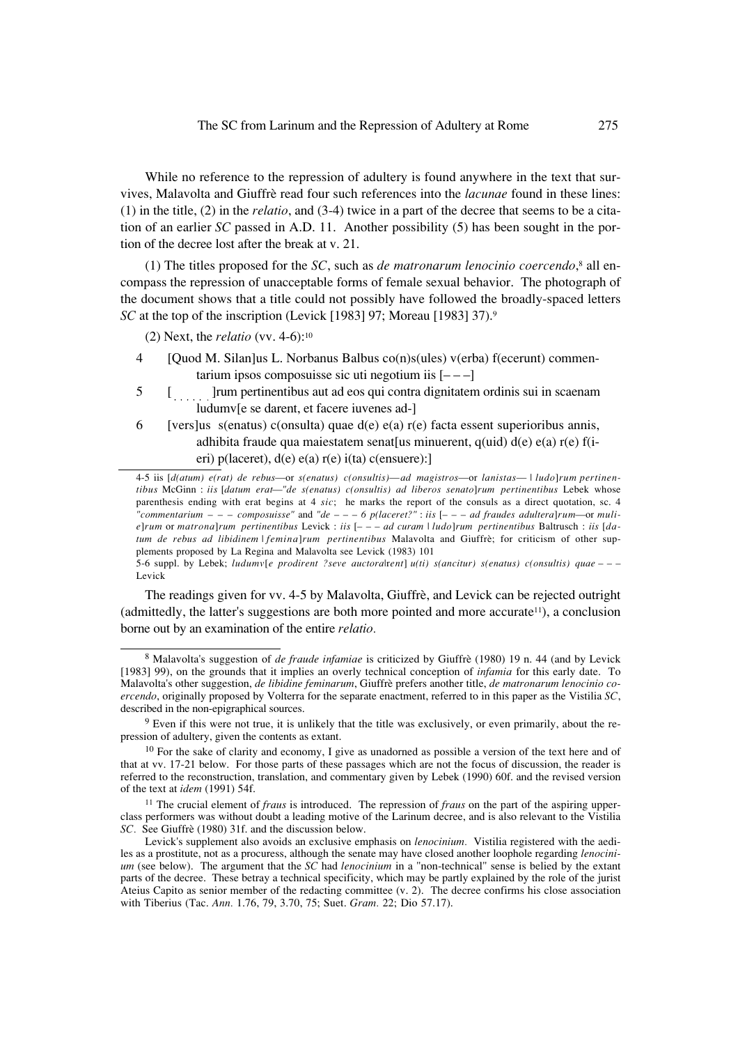While no reference to the repression of adultery is found anywhere in the text that survives, Malavolta and Giuffrè read four such references into the *lacunae* found in these lines: (1) in the title, (2) in the *relatio*, and (3-4) twice in a part of the decree that seems to be a citation of an earlier *SC* passed in A.D. 11. Another possibility (5) has been sought in the portion of the decree lost after the break at v. 21.

(1) The titles proposed for the *SC*, such as *de matronarum lenocinio coercendo*,[8] all encompass the repression of unacceptable forms of female sexual behavior. The photograph of the document shows that a title could not possibly have followed the broadly-spaced letters *SC* at the top of the inscription (Levick [1983] 97; Moreau [1983] 37).[9]

(2) Next, the *relatio* (vv. 4-6):[10]

4 [Quod M. Silan]us L. Norbanus Balbus co(n)s(ules) v(erba) f(ecerunt) commentarium ipsos composuisse sic uti negotium iis [– – –]

5 [. . . . . .]rum pertinentibus aut ad eos qui contra dignitatem ordinis sui in scaenam ludumv[e se darent, et facere iuvenes ad-]

6 [vers]us s(enatus) c(onsulta) quae d(e) e(a) r(e) facta essent superioribus annis, adhibita fraude qua maiestatem senat[us minuerent, q(uid) d(e) e(a) r(e) f(ieri) p(laceret), d(e) e(a) r(e) i(ta) c(ensuere):]

4-5 iis [*d(atum) e(rat) de rebus*—or *s(enatus) c(onsultis)*—*ad magistros*—or *lanistas*— | *ludo*]*rum pertinentibus* McGinn : *iis* [*datum erat*—*"de s(enatus) c(onsultis) ad liberos senato*]*rum pertinentibus* Lebek whose parenthesis ending with erat begins at 4 *sic*; he marks the report of the consuls as a direct quotation, sc. 4 *"commentarium – – – composuisse"* and *"de – – – 6 p(laceret?"* : *iis* [*– – – ad fraudes adultera*]*rum*—or *mulie*]*rum* or *matrona*]*rum pertinentibus* Levick : *iis* [*– – – ad curam | ludo*]*rum pertinentibus* Baltrusch : *iis* [*datum de rebus ad libidinem | femina*]*rum pertinentibus* Malavolta and Giuffrè; for criticism of other supplements proposed by La Regina and Malavolta see Levick (1983) 101

5-6 suppl. by Lebek; *ludumv*[*e prodirent ?seve auctora*|*rent*] *u(ti) s(ancitur) s(enatus) c(onsultis) quae – – –* Levick

The readings given for vv. 4-5 by Malavolta, Giuffrè, and Levick can be rejected outright (admittedly, the latter's suggestions are both more pointed and more accurate[11]), a conclusion borne out by an examination of the entire *relatio*.

[8] Malavolta's suggestion of *de fraude infamiae* is criticized by Giuffrè (1980) 19 n. 44 (and by Levick [1983] 99), on the grounds that it implies an overly technical conception of *infamia* for this early date. To Malavolta's other suggestion, *de libidine feminarum*, Giuffrè prefers another title, *de matronarum lenocinio coercendo*, originally proposed by Volterra for the separate enactment, referred to in this paper as the Vistilia *SC*, described in the non-epigraphical sources.

[9] Even if this were not true, it is unlikely that the title was exclusively, or even primarily, about the repression of adultery, given the contents as extant.

[10] For the sake of clarity and economy, I give as unadorned as possible a version of the text here and of that at vv. 17-21 below. For those parts of these passages which are not the focus of discussion, the reader is referred to the reconstruction, translation, and commentary given by Lebek (1990) 60f. and the revised version of the text at *idem* (1991) 54f.

[11] The crucial element of *fraus* is introduced. The repression of *fraus* on the part of the aspiring upper-class performers was without doubt a leading motive of the Larinum decree, and is also relevant to the Vistilia *SC*. See Giuffrè (1980) 31f. and the discussion below.

Levick's supplement also avoids an exclusive emphasis on *lenocinium*. Vistilia registered with the aediles as a prostitute, not as a procuress, although the senate may have closed another loophole regarding *lenocinium* (see below). The argument that the *SC* had *lenocinium* in a "non-technical" sense is belied by the extant parts of the decree. These betray a technical specificity, which may be partly explained by the role of the jurist Ateius Capito as senior member of the redacting committee (v. 2). The decree confirms his close association with Tiberius (Tac. *Ann.* 1.76, 79, 3.70, 75; Suet. *Gram.* 22; Dio 57.17).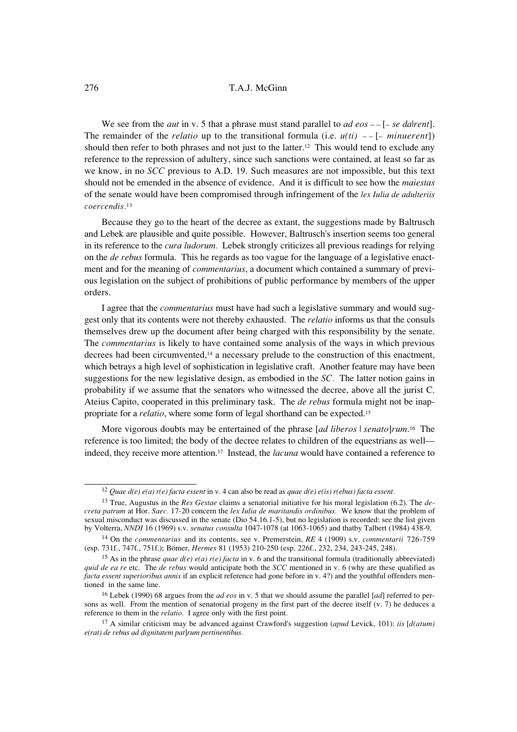We see from the *aut* in v. 5 that a phrase must stand parallel to *ad eos – –* [*– se da|rent*]. The remainder of the *relatio* up to the transitional formula (i.e. *u(ti) – –* [*– minuerent*]) should then refer to both phrases and not just to the latter.[12] This would tend to exclude any reference to the repression of adultery, since such sanctions were contained, at least so far as we know, in no *SCC* previous to A.D. 19. Such measures are not impossible, but this text should not be emended in the absence of evidence. And it is difficult to see how the *maiestas* of the senate would have been compromised through infringement of the *lex Iulia de adulteriis coercendis*.[13]

Because they go to the heart of the decree as extant, the suggestions made by Baltrusch and Lebek are plausible and quite possible. However, Baltrusch's insertion seems too general in its reference to the *cura ludorum.* Lebek strongly criticizes all previous readings for relying on the *de rebus* formula. This he regards as too vague for the language of a legislative enactment and for the meaning of *commentarius*, a document which contained a summary of previous legislation on the subject of prohibitions of public performance by members of the upper orders.

I agree that the *commentarius* must have had such a legislative summary and would suggest only that its contents were not thereby exhausted. The *relatio* informs us that the consuls themselves drew up the document after being charged with this responsibility by the senate. The *commentarius* is likely to have contained some analysis of the ways in which previous decrees had been circumvented,[14] a necessary prelude to the construction of this enactment, which betrays a high level of sophistication in legislative craft. Another feature may have been suggestions for the new legislative design, as embodied in the *SC*. The latter notion gains in probability if we assume that the senators who witnessed the decree, above all the jurist C. Ateius Capito, cooperated in this preliminary task. The *de rebus* formula might not be inappropriate for a *relatio*, where some form of legal shorthand can be expected.[15]

More vigorous doubts may be entertained of the phrase [*ad liberos | senato*]*rum*.[16] The reference is too limited; the body of the decree relates to children of the equestrians as well—indeed, they receive more attention.[17] Instead, the *lacuna* would have contained a reference to

---

[12] *Quae d(e) e(a) r(e) facta essent* in v. 4 can also be read as *quae d(e) e(is) r(ebus) facta essent*.

[13] True, Augustus in the *Res Gestae* claims a senatorial initiative for his moral legislation (6.2). The *decreta patrum* at Hor. *Saec*. 17-20 concern the *lex Iulia de maritandis ordinibus*. We know that the problem of sexual misconduct was discussed in the senate (Dio 54.16.1-5), but no legislation is recorded: see the list given by Volterra, *NNDI* 16 (1969) s.v. *senatus consulta* 1047-1078 (at 1063-1065) and thatby Talbert (1984) 438-9.

[14] On the *commentarius* and its contents, see v. Premerstein, *RE* 4 (1909) s.v. *commentarii* 726-759 (esp. 731f., 747f., 751f.); Bömer, *Hermes* 81 (1953) 210-250 (esp. 226f., 232, 234, 243-245, 248).

[15] As in the phrase *quae d(e) e(a) r(e) facta* in v. 6 and the transitional formula (traditionally abbreviated) *quid de ea re* etc. The *de rebus* would anticipate both the *SCC* mentioned in v. 6 (why are these qualified as *facta essent superioribus annis* if an explicit reference had gone before in v. 4?) and the youthful offenders mentioned in the same line.

[16] Lebek (1990) 68 argues from the *ad eos* in v. 5 that we should assume the parallel [*ad*] referred to persons as well. From the mention of senatorial progeny in the first part of the decree itself (v. 7) he deduces a reference to them in the *relatio*. I agree only with the first point.

[17] A similar criticism may be advanced against Crawford's suggestion (*apud* Levick, 101): *iis* [*d(atum) e(rat) de rebus ad dignitatem pat*]*rum pertinentibus.*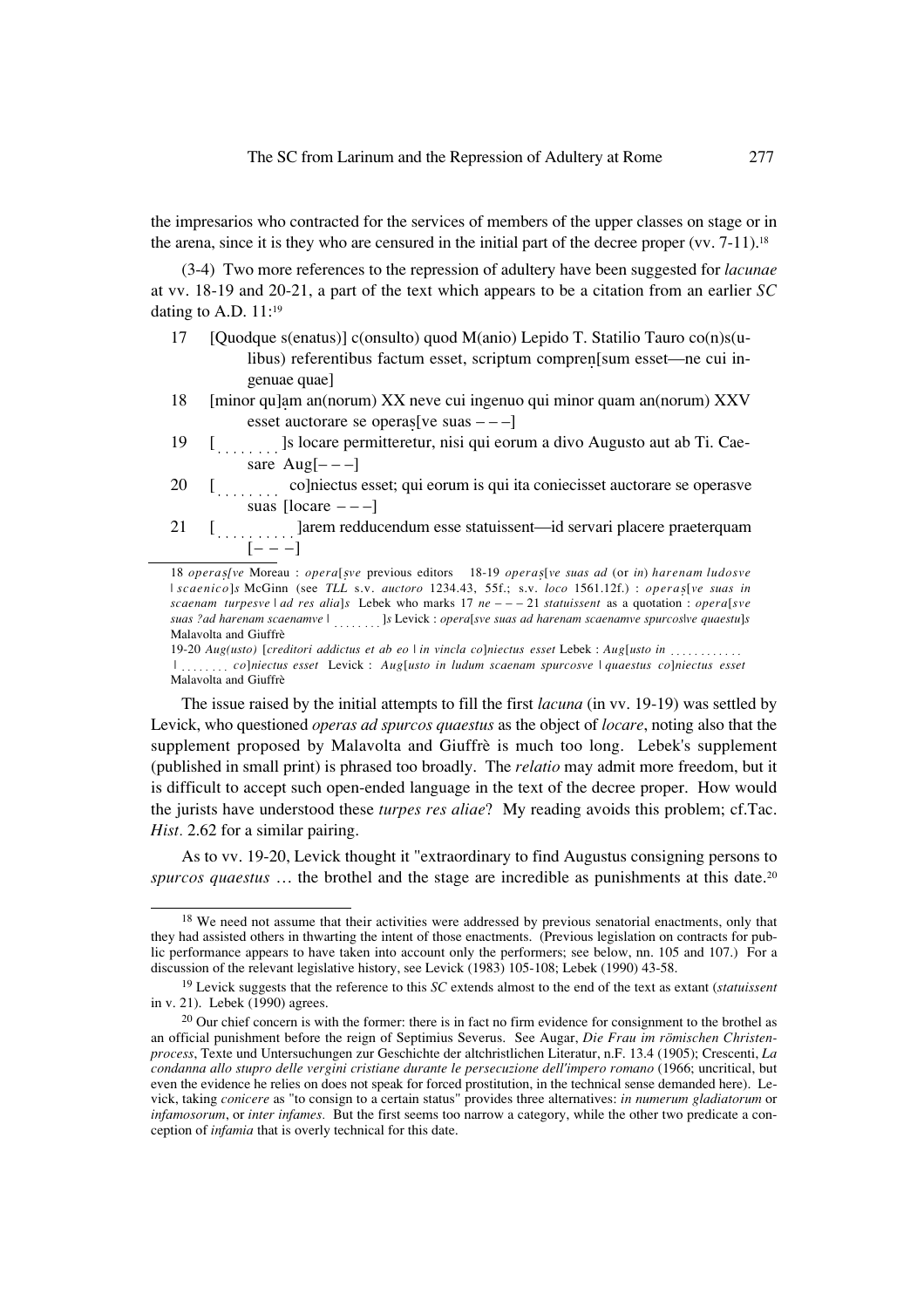the impresarios who contracted for the services of members of the upper classes on stage or in the arena, since it is they who are censured in the initial part of the decree proper (vv. 7-11).[18]

(3-4) Two more references to the repression of adultery have been suggested for *lacunae* at vv. 18-19 and 20-21, a part of the text which appears to be a citation from an earlier *SC* dating to A.D. 11:[19]

17 [Quodque s(enatus)] c(onsulto) quod M(anio) Lepido T. Statilio Tauro co(n)s(ulibus) referentibus factum esset, scriptum compreṇ[sum esset—ne cui ingenuae quae]

18 [minor qu]ạm an(norum) XX neve cui ingenuo qui minor quam an(norum) XXV esset auctorare se operaṣ[ve suas – – –]

19 [. . . . . . . . ]s locare permitteretur, nisi qui eorum a divo Augusto aut ab Ti. Caesare Aug[– – –]

20 [. . . . . . . . co]niectus esset; qui eorum is qui ita coniecisset auctorare se operasve suas [locare – – –]

21 [. . . . . . . . . . ]arem reddcendum esse statuissent—id servari placere praeterquam [– – –]

18 *operaṣ[ve* Moreau : *opera*[*ṣve* previous editors  18-19 *operaṣ*[*ve suas ad* (or *in*) *harenam ludosve* | *scaenico*]*s* McGinn (see *TLL* s.v. *auctoro* 1234.43, 55f.; s.v. *loco* 1561.12f.) : *operaṣ*[*ve suas in scaenam turpesve* | *ad res alia*]*s* Lebek who marks 17 *ne* – – – 21 *statuissent* as a quotation : *opera*[*sve suas ?ad harenam scaenamve* | . . . . . . . . ]*s* Levick : *opera*[*sve suas ad harenam scaenamve spurcos*|*ve quaestu*]*s* Malavolta and Giuffrè

19-20 *Aug(usto)* [*creditori addictus et ab eo* | *in vincla co*]*niectus esset* Lebek : *Aug*[*usto in* . . . . . . . . . . . . | . . . . . . . . *co*]*niectus esset* Levick : *Aug*[*usto in ludum scaenam spurcosve* | *quaestus co*]*niectus esset* Malavolta and Giuffrè

The issue raised by the initial attempts to fill the first *lacuna* (in vv. 19-19) was settled by Levick, who questioned *operas ad spurcos quaestus* as the object of *locare*, noting also that the supplement proposed by Malavolta and Giuffrè is much too long. Lebek's supplement (published in small print) is phrased too broadly. The *relatio* may admit more freedom, but it is difficult to accept such open-ended language in the text of the decree proper. How would the jurists have understood these *turpes res aliae*? My reading avoids this problem; cf.Tac. *Hist.* 2.62 for a similar pairing.

As to vv. 19-20, Levick thought it "extraordinary to find Augustus consigning persons to *spurcos quaestus* … the brothel and the stage are incredible as punishments at this date.[20]

[18] We need not assume that their activities were addressed by previous senatorial enactments, only that they had assisted others in thwarting the intent of those enactments. (Previous legislation on contracts for public performance appears to have taken into account only the performers; see below, nn. 105 and 107.) For a discussion of the relevant legislative history, see Levick (1983) 105-108; Lebek (1990) 43-58.

[19] Levick suggests that the reference to this *SC* extends almost to the end of the text as extant (*statuissent* in v. 21). Lebek (1990) agrees.

[20] Our chief concern is with the former: there is in fact no firm evidence for consignment to the brothel as an official punishment before the reign of Septimius Severus. See Augar, *Die Frau im römischen Christenprocess*, Texte und Untersuchungen zur Geschichte der altchristlichen Literatur, n.F. 13.4 (1905); Crescenti, *La condanna allo stupro delle vergini cristiane durante le persecuzione dell'impero romano* (1966; uncritical, but even the evidence he relies on does not speak for forced prostitution, in the technical sense demanded here). Levick, taking *conicere* as "to consign to a certain status" provides three alternatives: *in numerum gladiatorum* or *infamosorum*, or *inter infames*. But the first seems too narrow a category, while the other two predicate a conception of *infamia* that is overly technical for this date.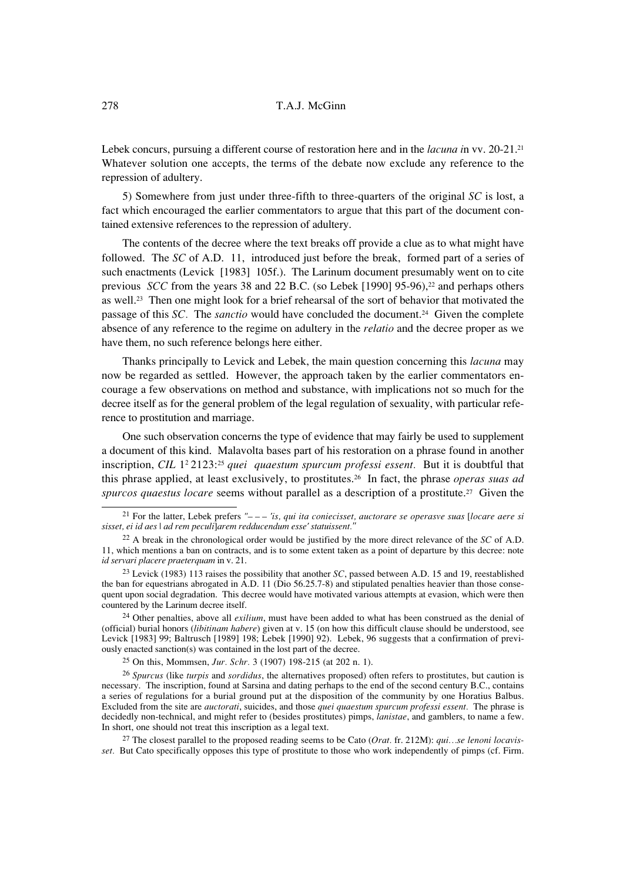Lebek concurs, pursuing a different course of restoration here and in the *lacuna i*n vv. 20-21.[21] Whatever solution one accepts, the terms of the debate now exclude any reference to the repression of adultery.

5) Somewhere from just under three-fifth to three-quarters of the original *SC* is lost, a fact which encouraged the earlier commentators to argue that this part of the document contained extensive references to the repression of adultery.

The contents of the decree where the text breaks off provide a clue as to what might have followed. The *SC* of A.D. 11, introduced just before the break, formed part of a series of such enactments (Levick [1983] 105f.). The Larinum document presumably went on to cite previous *SCC* from the years 38 and 22 B.C. (so Lebek [1990] 95-96),[22] and perhaps others as well.[23] Then one might look for a brief rehearsal of the sort of behavior that motivated the passage of this *SC*. The *sanctio* would have concluded the document.[24] Given the complete absence of any reference to the regime on adultery in the *relatio* and the decree proper as we have them, no such reference belongs here either.

Thanks principally to Levick and Lebek, the main question concerning this *lacuna* may now be regarded as settled. However, the approach taken by the earlier commentators encourage a few observations on method and substance, with implications not so much for the decree itself as for the general problem of the legal regulation of sexuality, with particular reference to prostitution and marriage.

One such observation concerns the type of evidence that may fairly be used to supplement a document of this kind. Malavolta bases part of his restoration on a phrase found in another inscription, *CIL* 1² 2123:[25] *quei quaestum spurcum professi essent*. But it is doubtful that this phrase applied, at least exclusively, to prostitutes.[26] In fact, the phrase *operas suas ad spurcos quaestus locare* seems without parallel as a description of a prostitute.[27] Given the

---

[21] For the latter, Lebek prefers *"– – – 'is, qui ita coniecisset, auctorare se operasve suas* [*locare aere si sisset, ei id aes | ad rem peculi*]*arem reddu­cendum esse' statuissent."*

[22] A break in the chronological order would be justified by the more direct relevance of the *SC* of A.D. 11, which mentions a ban on contracts, and is to some extent taken as a point of departure by this decree: note *id servari placere praeterquam* in v. 21.

[23] Levick (1983) 113 raises the possibility that another *SC*, passed between A.D. 15 and 19, reestablished the ban for equestrians abrogated in A.D. 11 (Dio 56.25.7-8) and stipulated penalties heavier than those consequent upon social degradation. This decree would have motivated various attempts at evasion, which were then countered by the Larinum decree itself.

[24] Other penalties, above all *exilium*, must have been added to what has been construed as the denial of (official) burial honors (*libitinam habere*) given at v. 15 (on how this difficult clause should be understood, see Levick [1983] 99; Baltrusch [1989] 198; Lebek [1990] 92). Lebek, 96 suggests that a confirmation of previously enacted sanction(s) was contained in the lost part of the decree.

[25] On this, Mommsen, *Jur. Schr.* 3 (1907) 198-215 (at 202 n. 1).

[26] *Spurcus* (like *turpis* and *sordidus*, the alternatives proposed) often refers to prostitutes, but caution is necessary. The inscription, found at Sarsina and dating perhaps to the end of the second century B.C., contains a series of regulations for a burial ground put at the disposition of the community by one Horatius Balbus. Excluded from the site are *auctorati*, suicides, and those *quei quaestum spurcum professi essent*. The phrase is decidedly non-technical, and might refer to (besides prostitutes) pimps, *lanistae*, and gamblers, to name a few. In short, one should not treat this inscription as a legal text.

[27] The closest parallel to the proposed reading seems to be Cato (*Orat.* fr. 212M): *qui…se lenoni locavisset*. But Cato specifically opposes this type of prostitute to those who work independently of pimps (cf. Firm.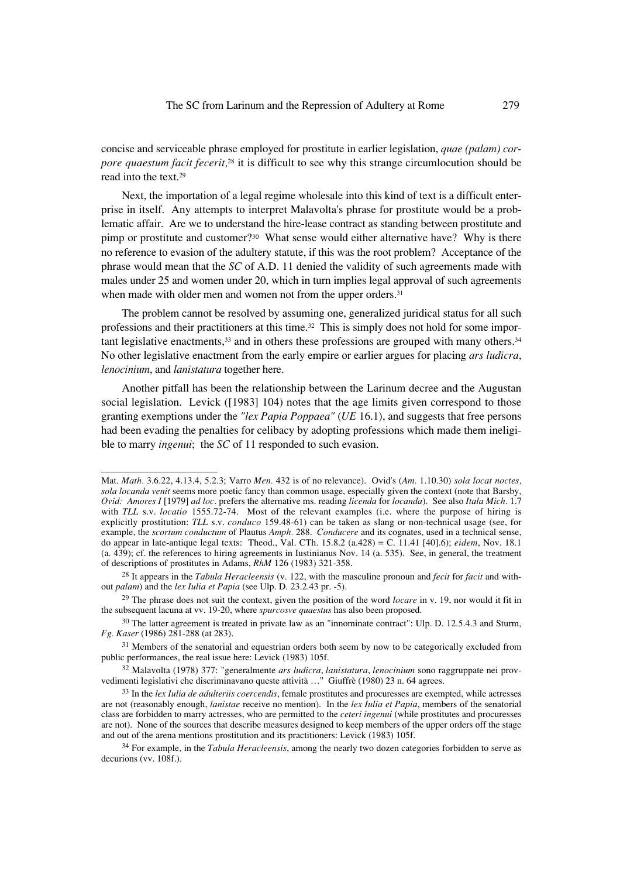concise and serviceable phrase employed for prostitute in earlier legislation, *quae (palam) corpore quaestum facit fecerit,*[28] it is difficult to see why this strange circumlocution should be read into the text.[29]

Next, the importation of a legal regime wholesale into this kind of text is a difficult enterprise in itself. Any attempts to interpret Malavolta's phrase for prostitute would be a problematic affair. Are we to understand the hire-lease contract as standing between prostitute and pimp or prostitute and customer?[30] What sense would either alternative have? Why is there no reference to evasion of the adultery statute, if this was the root problem? Acceptance of the phrase would mean that the *SC* of A.D. 11 denied the validity of such agreements made with males under 25 and women under 20, which in turn implies legal approval of such agreements when made with older men and women not from the upper orders.[31]

The problem cannot be resolved by assuming one, generalized juridical status for all such professions and their practitioners at this time.[32] This is simply does not hold for some important legislative enactments,[33] and in others these professions are grouped with many others.[34] No other legislative enactment from the early empire or earlier argues for placing *ars ludicra*, *lenocinium*, and *lanistatura* together here.

Another pitfall has been the relationship between the Larinum decree and the Augustan social legislation. Levick ([1983] 104) notes that the age limits given correspond to those granting exemptions under the *"lex Papia Poppaea"* (*UE* 16.1), and suggests that free persons had been evading the penalties for celibacy by adopting professions which made them ineligible to marry *ingenui*; the *SC* of 11 responded to such evasion.

---

Mat. *Math.* 3.6.22, 4.13.4, 5.2.3; Varro *Men.* 432 is of no relevance). Ovid's (*Am.* 1.10.30) *sola locat noctes, sola locanda venit* seems more poetic fancy than common usage, especially given the context (note that Barsby, *Ovid: Amores I* [1979] *ad loc.* prefers the alternative ms. reading *licenda* for *locanda*). See also *Itala Mich.* 1.7 with *TLL* s.v. *locatio* 1555.72-74. Most of the relevant examples (i.e. where the purpose of hiring is explicitly prostitution: *TLL* s.v. *conduco* 159.48-61) can be taken as slang or non-technical usage (see, for example, the *scortum conductum* of Plautus *Amph.* 288. *Conducere* and its cognates, used in a technical sense, do appear in late-antique legal texts: Theod., Val. CTh. 15.8.2 (a.428) = C. 11.41 [40].6); *eidem*, Nov. 18.1 (a. 439); cf. the references to hiring agreements in Iustinianus Nov. 14 (a. 535). See, in general, the treatment of descriptions of prostitutes in Adams, *RhM* 126 (1983) 321-358.

[28] It appears in the *Tabula Heracleensis* (v. 122, with the masculine pronoun and *fecit* for *facit* and without *palam*) and the *lex Iulia et Papia* (see Ulp. D. 23.2.43 pr. -5).

[29] The phrase does not suit the context, given the position of the word *locare* in v. 19, nor would it fit in the subsequent lacuna at vv. 19-20, where *spurcosve quaestus* has also been proposed.

[30] The latter agreement is treated in private law as an "innominate contract": Ulp. D. 12.5.4.3 and Sturm, *Fg. Kaser* (1986) 281-288 (at 283).

[31] Members of the senatorial and equestrian orders both seem by now to be categorically excluded from public performances, the real issue here: Levick (1983) 105f.

[32] Malavolta (1978) 377: "generalmente *ars ludicra*, *lanistatura*, *lenocinium* sono raggruppate nei provvedimenti legislativi che discriminavano queste attività …" Giuffrè (1980) 23 n. 64 agrees.

[33] In the *lex Iulia de adulteriis coercendis*, female prostitutes and procuresses are exempted, while actresses are not (reasonably enough, *lanistae* receive no mention). In the *lex Iulia et Papia*, members of the senatorial class are forbidden to marry actresses, who are permitted to the *ceteri ingenui* (while prostitutes and procuresses are not). None of the sources that describe measures designed to keep members of the upper orders off the stage and out of the arena mentions prostitution and its practitioners: Levick (1983) 105f.

[34] For example, in the *Tabula Heracleensis*, among the nearly two dozen categories forbidden to serve as decurions (vv. 108f.).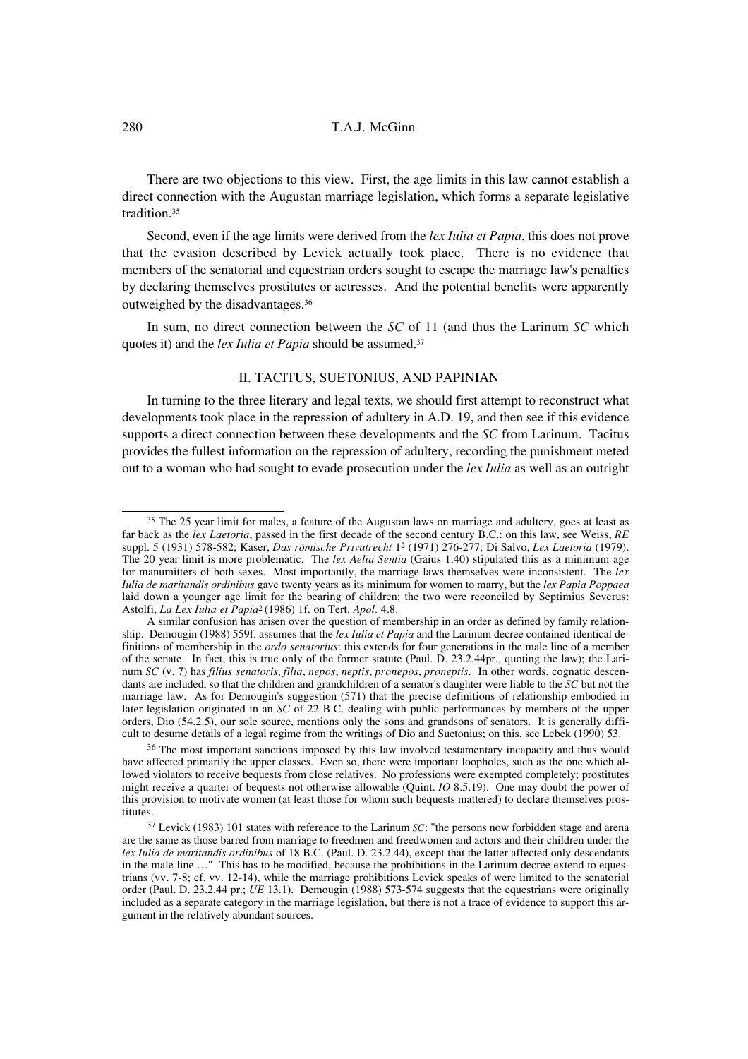There are two objections to this view. First, the age limits in this law cannot establish a direct connection with the Augustan marriage legislation, which forms a separate legislative tradition.[35]

Second, even if the age limits were derived from the *lex Iulia et Papia*, this does not prove that the evasion described by Levick actually took place. There is no evidence that members of the senatorial and equestrian orders sought to escape the marriage law's penalties by declaring themselves prostitutes or actresses. And the potential benefits were apparently outweighed by the disadvantages.[36]

In sum, no direct connection between the *SC* of 11 (and thus the Larinum *SC* which quotes it) and the *lex Iulia et Papia* should be assumed.[37]

## II. TACITUS, SUETONIUS, AND PAPINIAN

In turning to the three literary and legal texts, we should first attempt to reconstruct what developments took place in the repression of adultery in A.D. 19, and then see if this evidence supports a direct connection between these developments and the *SC* from Larinum. Tacitus provides the fullest information on the repression of adultery, recording the punishment meted out to a woman who had sought to evade prosecution under the *lex Iulia* as well as an outright

---

[35] The 25 year limit for males, a feature of the Augustan laws on marriage and adultery, goes at least as far back as the *lex Laetoria*, passed in the first decade of the second century B.C.: on this law, see Weiss, *RE* suppl. 5 (1931) 578-582; Kaser, *Das römische Privatrecht* 1[2] (1971) 276-277; Di Salvo, *Lex Laetoria* (1979). The 20 year limit is more problematic. The *lex Aelia Sentia* (Gaius 1.40) stipulated this as a minimum age for manumitters of both sexes. Most importantly, the marriage laws themselves were inconsistent. The *lex Iulia de maritandis ordinibus* gave twenty years as its minimum for women to marry, but the *lex Papia Poppaea* laid down a younger age limit for the bearing of children; the two were reconciled by Septimius Severus: Astolfi, *La Lex Iulia et Papia*[2] (1986) 1f. on Tert. *Apol.* 4.8.

A similar confusion has arisen over the question of membership in an order as defined by family relationship. Demougin (1988) 559f. assumes that the *lex Iulia et Papia* and the Larinum decree contained identical definitions of membership in the *ordo senatorius*: this extends for four generations in the male line of a member of the senate. In fact, this is true only of the former statute (Paul. D. 23.2.44pr., quoting the law); the Larinum *SC* (v. 7) has *filius senatoris*, *filia*, *nepos*, *neptis*, *pronepos*, *proneptis*. In other words, cognatic descendants are included, so that the children and grandchildren of a senator's daughter were liable to the *SC* but not the marriage law. As for Demougin's suggestion (571) that the precise definitions of relationship embodied in later legislation originated in an *SC* of 22 B.C. dealing with public performances by members of the upper orders, Dio (54.2.5), our sole source, mentions only the sons and grandsons of senators. It is generally difficult to desume details of a legal regime from the writings of Dio and Suetonius; on this, see Lebek (1990) 53.

[36] The most important sanctions imposed by this law involved testamentary incapacity and thus would have affected primarily the upper classes. Even so, there were important loopholes, such as the one which allowed violators to receive bequests from close relatives. No professions were exempted completely; prostitutes might receive a quarter of bequests not otherwise allowable (Quint. *IO* 8.5.19). One may doubt the power of this provision to motivate women (at least those for whom such bequests mattered) to declare themselves prostitutes.

[37] Levick (1983) 101 states with reference to the Larinum *SC*: "the persons now forbidden stage and arena are the same as those barred from marriage to freedmen and freedwomen and actors and their children under the *lex Iulia de maritandis ordinibus* of 18 B.C. (Paul. D. 23.2.44), except that the latter affected only descendants in the male line …" This has to be modified, because the prohibitions in the Larinum decree extend to equestrians (vv. 7-8; cf. vv. 12-14), while the marriage prohibitions Levick speaks of were limited to the senatorial order (Paul. D. 23.2.44 pr.; *UE* 13.1). Demougin (1988) 573-574 suggests that the equestrians were originally included as a separate category in the marriage legislation, but there is not a trace of evidence to support this argument in the relatively abundant sources.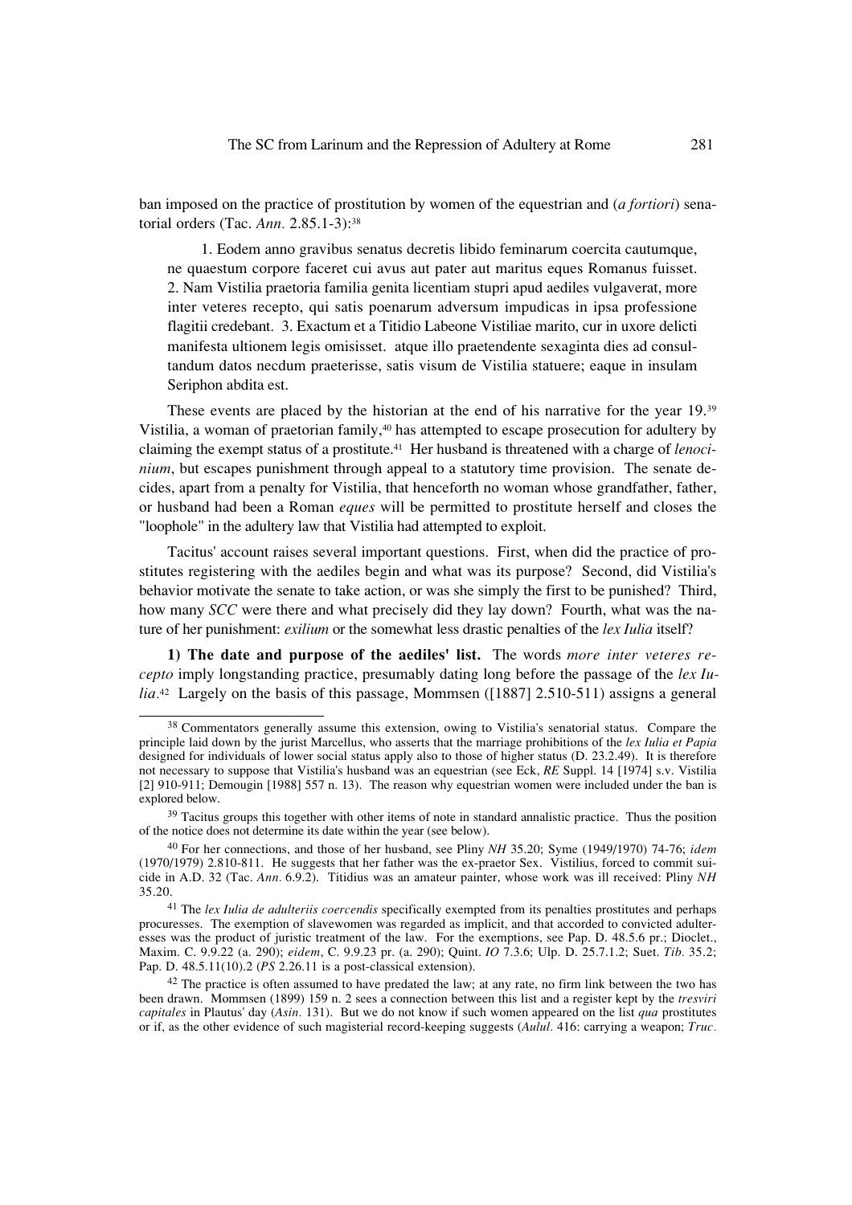ban imposed on the practice of prostitution by women of the equestrian and (*a fortiori*) senatorial orders (Tac. *Ann.* 2.85.1-3):[38]

> 1. Eodem anno gravibus senatus decretis libido feminarum coercita cautumque, ne quaestum corpore faceret cui avus aut pater aut maritus eques Romanus fuisset. 2. Nam Vistilia praetoria familia genita licentiam stupri apud aediles vulgaverat, more inter veteres recepto, qui satis poenarum adversum impudicas in ipsa professione flagitii credebant. 3. Exactum et a Titidio Labeone Vistiliae marito, cur in uxore delicti manifesta ultionem legis omisisset. atque illo praetendente sexaginta dies ad consultandum datos necdum praeterisse, satis visum de Vistilia statuere; eaque in insulam Seriphon abdita est.

These events are placed by the historian at the end of his narrative for the year 19.[39] Vistilia, a woman of praetorian family,[40] has attempted to escape prosecution for adultery by claiming the exempt status of a prostitute.[41] Her husband is threatened with a charge of *lenocinium*, but escapes punishment through appeal to a statutory time provision. The senate decides, apart from a penalty for Vistilia, that henceforth no woman whose grandfather, father, or husband had been a Roman *eques* will be permitted to prostitute herself and closes the "loophole" in the adultery law that Vistilia had attempted to exploit.

Tacitus' account raises several important questions. First, when did the practice of prostitutes registering with the aediles begin and what was its purpose? Second, did Vistilia's behavior motivate the senate to take action, or was she simply the first to be punished? Third, how many *SCC* were there and what precisely did they lay down? Fourth, what was the nature of her punishment: *exilium* or the somewhat less drastic penalties of the *lex Iulia* itself?

**1) The date and purpose of the aediles' list.** The words *more inter veteres recepto* imply longstanding practice, presumably dating long before the passage of the *lex Iulia*.[42] Largely on the basis of this passage, Mommsen ([1887] 2.510-511) assigns a general

---

[38] Commentators generally assume this extension, owing to Vistilia's senatorial status. Compare the principle laid down by the jurist Marcellus, who asserts that the marriage prohibitions of the *lex Iulia et Papia* designed for individuals of lower social status apply also to those of higher status (D. 23.2.49). It is therefore not necessary to suppose that Vistilia's husband was an equestrian (see Eck, *RE* Suppl. 14 [1974] s.v. Vistilia [2] 910-911; Demougin [1988] 557 n. 13). The reason why equestrian women were included under the ban is explored below.

[39] Tacitus groups this together with other items of note in standard annalistic practice. Thus the position of the notice does not determine its date within the year (see below).

[40] For her connections, and those of her husband, see Pliny *NH* 35.20; Syme (1949/1970) 74-76; *idem* (1970/1979) 2.810-811. He suggests that her father was the ex-praetor Sex. Vistilius, forced to commit suicide in A.D. 32 (Tac. *Ann.* 6.9.2). Titidius was an amateur painter, whose work was ill received: Pliny *NH* 35.20.

[41] The *lex Iulia de adulteriis coercendis* specifically exempted from its penalties prostitutes and perhaps procuresses. The exemption of slavewomen was regarded as implicit, and that accorded to convicted adulteresses was the product of juristic treatment of the law. For the exemptions, see Pap. D. 48.5.6 pr.; Dioclet., Maxim. C. 9.9.22 (a. 290); *eidem*, C. 9.9.23 pr. (a. 290); Quint. *IO* 7.3.6; Ulp. D. 25.7.1.2; Suet. *Tib.* 35.2; Pap. D. 48.5.11(10).2 (*PS* 2.26.11 is a post-classical extension).

[42] The practice is often assumed to have predated the law; at any rate, no firm link between the two has been drawn. Mommsen (1899) 159 n. 2 sees a connection between this list and a register kept by the *tresviri capitales* in Plautus' day (*Asin.* 131). But we do not know if such women appeared on the list *qua* prostitutes or if, as the other evidence of such magisterial record-keeping suggests (*Aulul.* 416: carrying a weapon; *Truc.*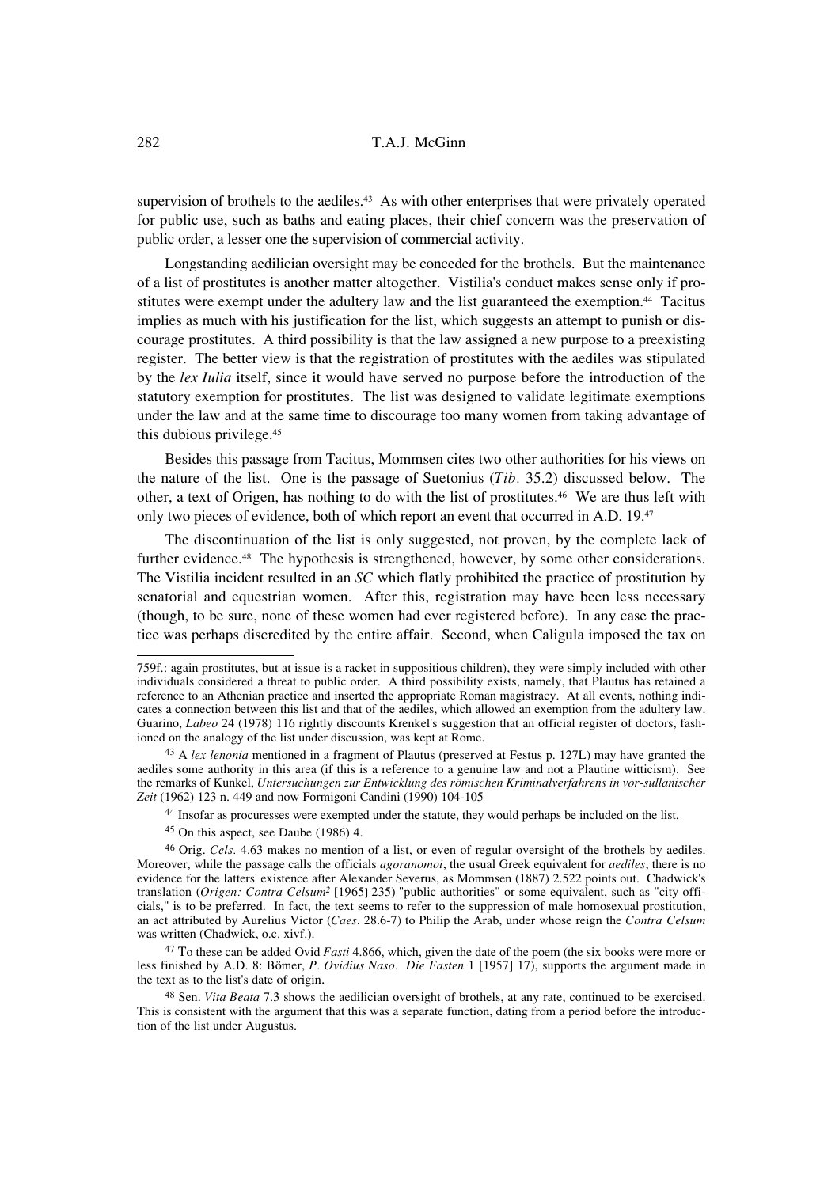supervision of brothels to the aediles.[43] As with other enterprises that were privately operated for public use, such as baths and eating places, their chief concern was the preservation of public order, a lesser one the supervision of commercial activity.

Longstanding aedilician oversight may be conceded for the brothels. But the maintenance of a list of prostitutes is another matter altogether. Vistilia's conduct makes sense only if prostitutes were exempt under the adultery law and the list guaranteed the exemption.[44] Tacitus implies as much with his justification for the list, which suggests an attempt to punish or discourage prostitutes. A third possibility is that the law assigned a new purpose to a preexisting register. The better view is that the registration of prostitutes with the aediles was stipulated by the *lex Iulia* itself, since it would have served no purpose before the introduction of the statutory exemption for prostitutes. The list was designed to validate legitimate exemptions under the law and at the same time to discourage too many women from taking advantage of this dubious privilege.[45]

Besides this passage from Tacitus, Mommsen cites two other authorities for his views on the nature of the list. One is the passage of Suetonius (*Tib.* 35.2) discussed below. The other, a text of Origen, has nothing to do with the list of prostitutes.[46] We are thus left with only two pieces of evidence, both of which report an event that occurred in A.D. 19.[47]

The discontinuation of the list is only suggested, not proven, by the complete lack of further evidence.[48] The hypothesis is strengthened, however, by some other considerations. The Vistilia incident resulted in an *SC* which flatly prohibited the practice of prostitution by senatorial and equestrian women. After this, registration may have been less necessary (though, to be sure, none of these women had ever registered before). In any case the practice was perhaps discredited by the entire affair. Second, when Caligula imposed the tax on

---

759f.: again prostitutes, but at issue is a racket in suppositious children), they were simply included with other individuals considered a threat to public order. A third possibility exists, namely, that Plautus has retained a reference to an Athenian practice and inserted the appropriate Roman magistracy. At all events, nothing indicates a connection between this list and that of the aediles, which allowed an exemption from the adultery law. Guarino, *Labeo* 24 (1978) 116 rightly discounts Krenkel's suggestion that an official register of doctors, fashioned on the analogy of the list under discussion, was kept at Rome.

[43] A *lex lenonia* mentioned in a fragment of Plautus (preserved at Festus p. 127L) may have granted the aediles some authority in this area (if this is a reference to a genuine law and not a Plautine witticism). See the remarks of Kunkel, *Untersuchungen zur Entwicklung des römischen Kriminalverfahrens in vor-sullanischer Zeit* (1962) 123 n. 449 and now Formigoni Candini (1990) 104-105

[44] Insofar as procuresses were exempted under the statute, they would perhaps be included on the list.

[45] On this aspect, see Daube (1986) 4.

[46] Orig. *Cels.* 4.63 makes no mention of a list, or even of regular oversight of the brothels by aediles. Moreover, while the passage calls the officials *agoranomoi*, the usual Greek equivalent for *aediles*, there is no evidence for the latters' existence after Alexander Severus, as Mommsen (1887) 2.522 points out. Chadwick's translation (*Origen: Contra Celsum*² [1965] 235) "public authorities" or some equivalent, such as "city officials," is to be preferred. In fact, the text seems to refer to the suppression of male homosexual prostitution, an act attributed by Aurelius Victor (*Caes.* 28.6-7) to Philip the Arab, under whose reign the *Contra Celsum* was written (Chadwick, o.c. xivf.).

[47] To these can be added Ovid *Fasti* 4.866, which, given the date of the poem (the six books were more or less finished by A.D. 8: Bömer, *P. Ovidius Naso. Die Fasten* 1 [1957] 17), supports the argument made in the text as to the list's date of origin.

[48] Sen. *Vita Beata* 7.3 shows the aedilician oversight of brothels, at any rate, continued to be exercised. This is consistent with the argument that this was a separate function, dating from a period before the introduction of the list under Augustus.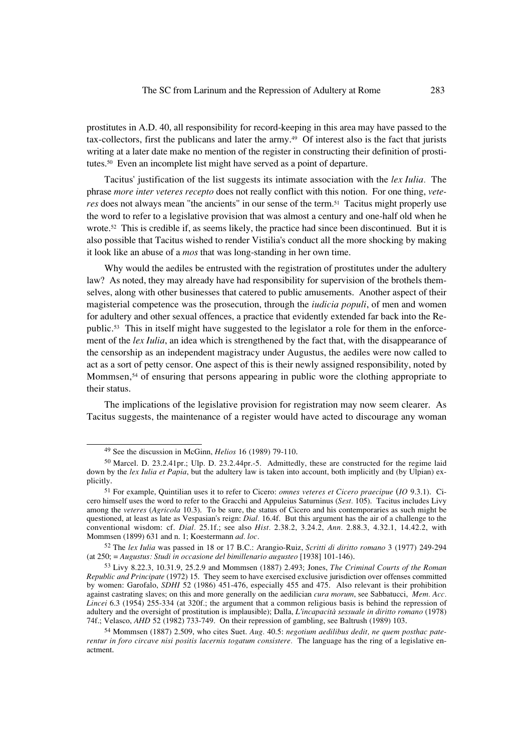prostitutes in A.D. 40, all responsibility for record-keeping in this area may have passed to the tax-collectors, first the publicans and later the army.[49] Of interest also is the fact that jurists writing at a later date make no mention of the register in constructing their definition of prostitutes.[50] Even an incomplete list might have served as a point of departure.

Tacitus' justification of the list suggests its intimate association with the *lex Iulia*. The phrase *more inter veteres recepto* does not really conflict with this notion. For one thing, *veteres* does not always mean "the ancients" in our sense of the term.[51] Tacitus might properly use the word to refer to a legislative provision that was almost a century and one-half old when he wrote.[52] This is credible if, as seems likely, the practice had since been discontinued. But it is also possible that Tacitus wished to render Vistilia's conduct all the more shocking by making it look like an abuse of a *mos* that was long-standing in her own time.

Why would the aediles be entrusted with the registration of prostitutes under the adultery law? As noted, they may already have had responsibility for supervision of the brothels themselves, along with other businesses that catered to public amusements. Another aspect of their magisterial competence was the prosecution, through the *iudicia populi*, of men and women for adultery and other sexual offences, a practice that evidently extended far back into the Republic.[53] This in itself might have suggested to the legislator a role for them in the enforcement of the *lex Iulia*, an idea which is strengthened by the fact that, with the disappearance of the censorship as an independent magistracy under Augustus, the aediles were now called to act as a sort of petty censor. One aspect of this is their newly assigned responsibility, noted by Mommsen,[54] of ensuring that persons appearing in public wore the clothing appropriate to their status.

The implications of the legislative provision for registration may now seem clearer. As Tacitus suggests, the maintenance of a register would have acted to discourage any woman

---

[49] See the discussion in McGinn, *Helios* 16 (1989) 79-110.

[50] Marcel. D. 23.2.41pr.; Ulp. D. 23.2.44pr.-5. Admittedly, these are constructed for the regime laid down by the *lex Iulia et Papia*, but the adultery law is taken into account, both implicitly and (by Ulpian) explicitly.

[51] For example, Quintilian uses it to refer to Cicero: *omnes veteres et Cicero praecipue* (*IO* 9.3.1). Cicero himself uses the word to refer to the Gracchi and Appuleius Saturninus (*Sest.* 105). Tacitus includes Livy among the *veteres* (*Agricola* 10.3). To be sure, the status of Cicero and his contemporaries as such might be questioned, at least as late as Vespasian's reign: *Dial.* 16.4f. But this argument has the air of a challenge to the conventional wisdom: cf. *Dial.* 25.1f.; see also *Hist.* 2.38.2, 3.24.2, *Ann.* 2.88.3, 4.32.1, 14.42.2, with Mommsen (1899) 631 and n. 1; Koestermann *ad. loc*.

[52] The *lex Iulia* was passed in 18 or 17 B.C.: Arangio-Ruiz, *Scritti di diritto romano* 3 (1977) 249-294 (at 250; = *Augustus: Studi in occasione del bimillenario augusteo* [1938] 101-146).

[53] Livy 8.22.3, 10.31.9, 25.2.9 and Mommsen (1887) 2.493; Jones, *The Criminal Courts of the Roman Republic and Principate* (1972) 15. They seem to have exercised exclusive jurisdiction over offenses committed by women: Garofalo, *SDHI* 52 (1986) 451-476, especially 455 and 475. Also relevant is their prohibition against castrating slaves; on this and more generally on the aedilician *cura morum*, see Sabbatucci, *Mem. Acc. Lincei* 6.3 (1954) 255-334 (at 320f.; the argument that a common religious basis is behind the repression of adultery and the oversight of prostitution is implausible); Dalla, *L'incapacità sessuale in diritto romano* (1978) 74f.; Velasco, *AHD* 52 (1982) 733-749. On their repression of gambling, see Baltrush (1989) 103.

[54] Mommsen (1887) 2.509, who cites Suet. *Aug.* 40.5: *negotium aedilibus dedit, ne quem posthac paterentur in foro circave nisi positis lacernis togatum consistere*. The language has the ring of a legislative enactment.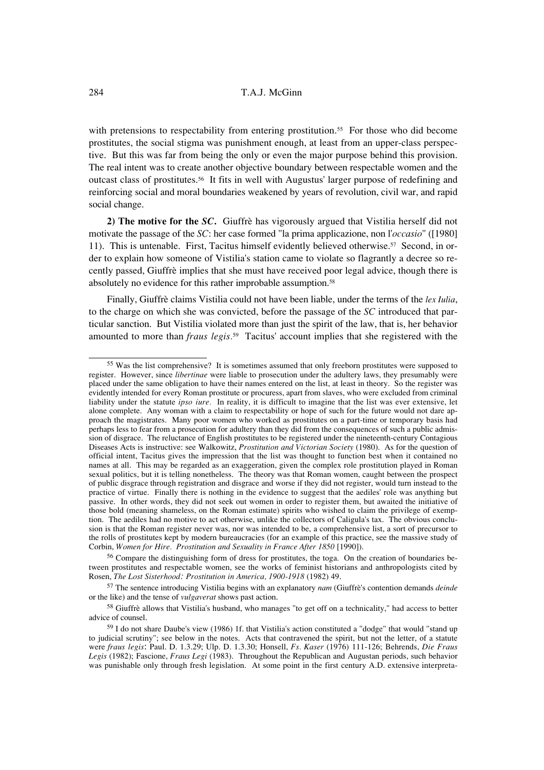with pretensions to respectability from entering prostitution.[55] For those who did become prostitutes, the social stigma was punishment enough, at least from an upper-class perspective. But this was far from being the only or even the major purpose behind this provision. The real intent was to create another objective boundary between respectable women and the outcast class of prostitutes.[56] It fits in well with Augustus' larger purpose of redefining and reinforcing social and moral boundaries weakened by years of revolution, civil war, and rapid social change.

**2) The motive for the *SC*.** Giuffrè has vigorously argued that Vistilia herself did not motivate the passage of the *SC*: her case formed "la prima applicazione, non l'*occasio*" ([1980] 11). This is untenable. First, Tacitus himself evidently believed otherwise.[57] Second, in order to explain how someone of Vistilia's station came to violate so flagrantly a decree so recently passed, Giuffrè implies that she must have received poor legal advice, though there is absolutely no evidence for this rather improbable assumption.[58]

Finally, Giuffrè claims Vistilia could not have been liable, under the terms of the *lex Iulia*, to the charge on which she was convicted, before the passage of the *SC* introduced that particular sanction. But Vistilia violated more than just the spirit of the law, that is, her behavior amounted to more than *fraus legis*.[59] Tacitus' account implies that she registered with the

---

[55] Was the list comprehensive? It is sometimes assumed that only freeborn prostitutes were supposed to register. However, since *libertinae* were liable to prosecution under the adultery laws, they presumably were placed under the same obligation to have their names entered on the list, at least in theory. So the register was evidently intended for every Roman prostitute or procuress, apart from slaves, who were excluded from criminal liability under the statute *ipso iure*. In reality, it is difficult to imagine that the list was ever extensive, let alone complete. Any woman with a claim to respectability or hope of such for the future would not dare approach the magistrates. Many poor women who worked as prostitutes on a part-time or temporary basis had perhaps less to fear from a prosecution for adultery than they did from the consequences of such a public admission of disgrace. The reluctance of English prostitutes to be registered under the nineteenth-century Contagious Diseases Acts is instructive: see Walkowitz, *Prostitution and Victorian Society* (1980). As for the question of official intent, Tacitus gives the impression that the list was thought to function best when it contained no names at all. This may be regarded as an exaggeration, given the complex role prostitution played in Roman sexual politics, but it is telling nonetheless. The theory was that Roman women, caught between the prospect of public disgrace through registration and disgrace and worse if they did not register, would turn instead to the practice of virtue. Finally there is nothing in the evidence to suggest that the aediles' role was anything but passive. In other words, they did not seek out women in order to register them, but awaited the initiative of those bold (meaning shameless, on the Roman estimate) spirits who wished to claim the privilege of exemption. The aediles had no motive to act otherwise, unlike the collectors of Caligula's tax. The obvious conclusion is that the Roman register never was, nor was intended to be, a comprehensive list, a sort of precursor to the rolls of prostitutes kept by modern bureaucracies (for an example of this practice, see the massive study of Corbin, *Women for Hire. Prostitution and Sexuality in France After 1850* [1990]).

[56] Compare the distinguishing form of dress for prostitutes, the toga. On the creation of boundaries between prostitutes and respectable women, see the works of feminist historians and anthropologists cited by Rosen, *The Lost Sisterhood: Prostitution in America, 1900-1918* (1982) 49.

[57] The sentence introducing Vistilia begins with an explanatory *nam* (Giuffrè's contention demands *deinde* or the like) and the tense of *vulgaverat* shows past action.

[58] Giuffrè allows that Vistilia's husband, who manages "to get off on a technicality," had access to better advice of counsel.

[59] I do not share Daube's view (1986) 1f. that Vistilia's action constituted a "dodge" that would "stand up to judicial scrutiny"; see below in the notes. Acts that contravened the spirit, but not the letter, of a statute were *fraus legis*: Paul. D. 1.3.29; Ulp. D. 1.3.30; Honsell, *Fs. Kaser* (1976) 111-126; Behrends, *Die Fraus Legis* (1982); Fascione, *Fraus Legi* (1983). Throughout the Republican and Augustan periods, such behavior was punishable only through fresh legislation. At some point in the first century A.D. extensive interpreta-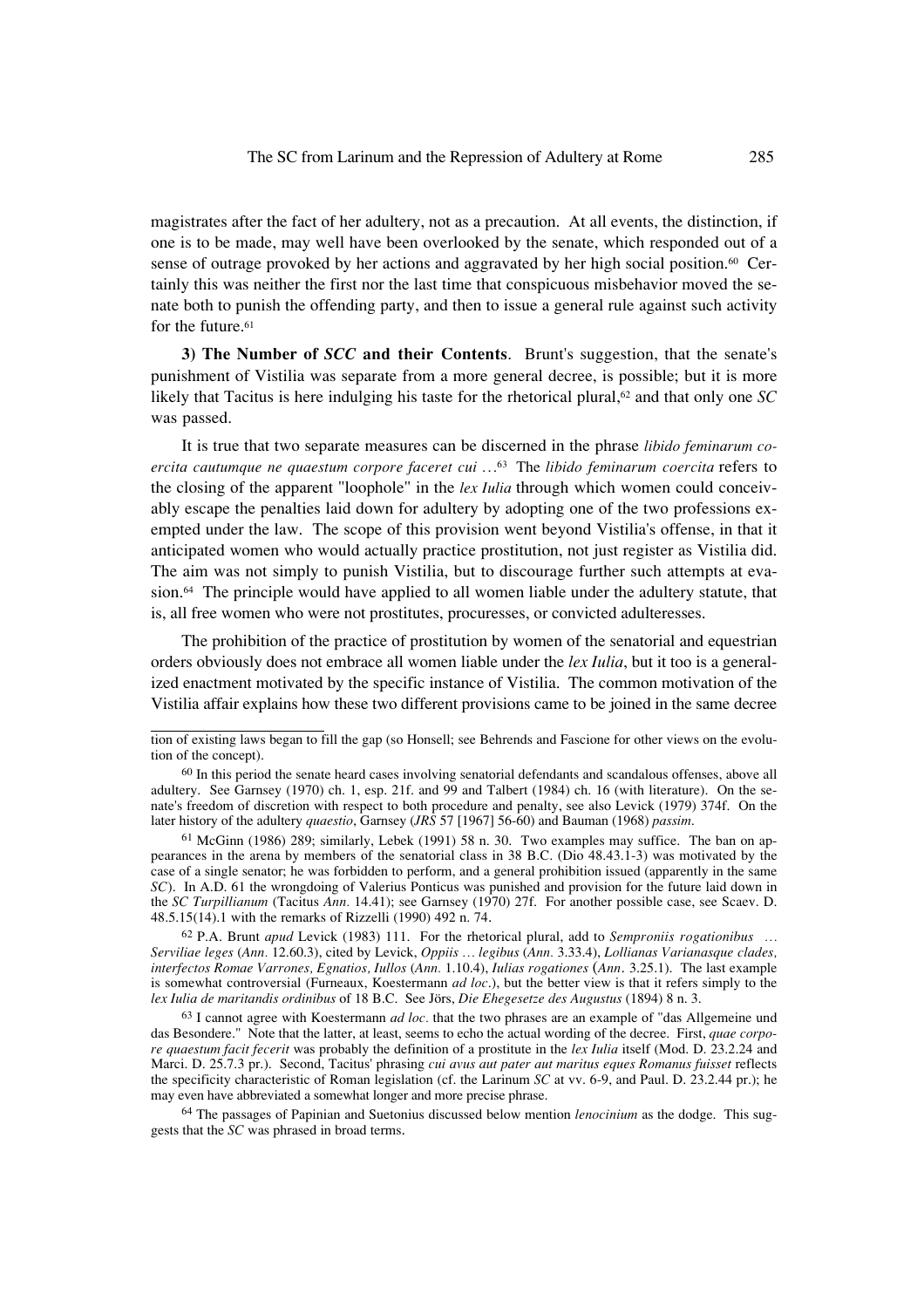magistrates after the fact of her adultery, not as a precaution. At all events, the distinction, if one is to be made, may well have been overlooked by the senate, which responded out of a sense of outrage provoked by her actions and aggravated by her high social position.[60] Certainly this was neither the first nor the last time that conspicuous misbehavior moved the senate both to punish the offending party, and then to issue a general rule against such activity for the future.[61]

**3) The Number of *SCC* and their Contents**. Brunt's suggestion, that the senate's punishment of Vistilia was separate from a more general decree, is possible; but it is more likely that Tacitus is here indulging his taste for the rhetorical plural,[62] and that only one *SC* was passed.

It is true that two separate measures can be discerned in the phrase *libido feminarum coercita cautumque ne quaestum corpore faceret cui …*[63] The *libido feminarum coercita* refers to the closing of the apparent "loophole" in the *lex Iulia* through which women could conceivably escape the penalties laid down for adultery by adopting one of the two professions exempted under the law. The scope of this provision went beyond Vistilia's offense, in that it anticipated women who would actually practice prostitution, not just register as Vistilia did. The aim was not simply to punish Vistilia, but to discourage further such attempts at evasion.[64] The principle would have applied to all women liable under the adultery statute, that is, all free women who were not prostitutes, procuresses, or convicted adulteresses.

The prohibition of the practice of prostitution by women of the senatorial and equestrian orders obviously does not embrace all women liable under the *lex Iulia*, but it too is a generalized enactment motivated by the specific instance of Vistilia. The common motivation of the Vistilia affair explains how these two different provisions came to be joined in the same decree

---

tion of existing laws began to fill the gap (so Honsell; see Behrends and Fascione for other views on the evolution of the concept).

[60] In this period the senate heard cases involving senatorial defendants and scandalous offenses, above all adultery. See Garnsey (1970) ch. 1, esp. 21f. and 99 and Talbert (1984) ch. 16 (with literature). On the senate's freedom of discretion with respect to both procedure and penalty, see also Levick (1979) 374f. On the later history of the adultery *quaestio*, Garnsey (*JRS* 57 [1967] 56-60) and Bauman (1968) *passim*.

[61] McGinn (1986) 289; similarly, Lebek (1991) 58 n. 30. Two examples may suffice. The ban on appearances in the arena by members of the senatorial class in 38 B.C. (Dio 48.43.1-3) was motivated by the case of a single senator; he was forbidden to perform, and a general prohibition issued (apparently in the same *SC*). In A.D. 61 the wrongdoing of Valerius Ponticus was punished and provision for the future laid down in the *SC Turpillianum* (Tacitus *Ann.* 14.41); see Garnsey (1970) 27f. For another possible case, see Scaev. D. 48.5.15(14).1 with the remarks of Rizzelli (1990) 492 n. 74.

[62] P.A. Brunt *apud* Levick (1983) 111. For the rhetorical plural, add to *Semproniis rogationibus … Serviliae leges* (*Ann.* 12.60.3), cited by Levick, *Oppiis … legibus* (*Ann.* 3.33.4), *Lollianas Varianasque clades, interfectos Romae Varrones, Egnatios, Iullos* (*Ann.* 1.10.4), *Iulias rogationes* (*Ann*. 3.25.1). The last example is somewhat controversial (Furneaux, Koestermann *ad loc.*), but the better view is that it refers simply to the *lex Iulia de maritandis ordinibus* of 18 B.C. See Jörs, *Die Ehegesetze des Augustus* (1894) 8 n. 3.

[63] I cannot agree with Koestermann *ad loc.* that the two phrases are an example of "das Allgemeine und das Besondere." Note that the latter, at least, seems to echo the actual wording of the decree. First, *quae corpore quaestum facit fecerit* was probably the definition of a prostitute in the *lex Iulia* itself (Mod. D. 23.2.24 and Marci. D. 25.7.3 pr.). Second, Tacitus' phrasing *cui avus aut pater aut maritus eques Romanus fuisset* reflects the specificity characteristic of Roman legislation (cf. the Larinum *SC* at vv. 6-9, and Paul. D. 23.2.44 pr.); he may even have abbreviated a somewhat longer and more precise phrase.

[64] The passages of Papinian and Suetonius discussed below mention *lenocinium* as the dodge. This suggests that the *SC* was phrased in broad terms.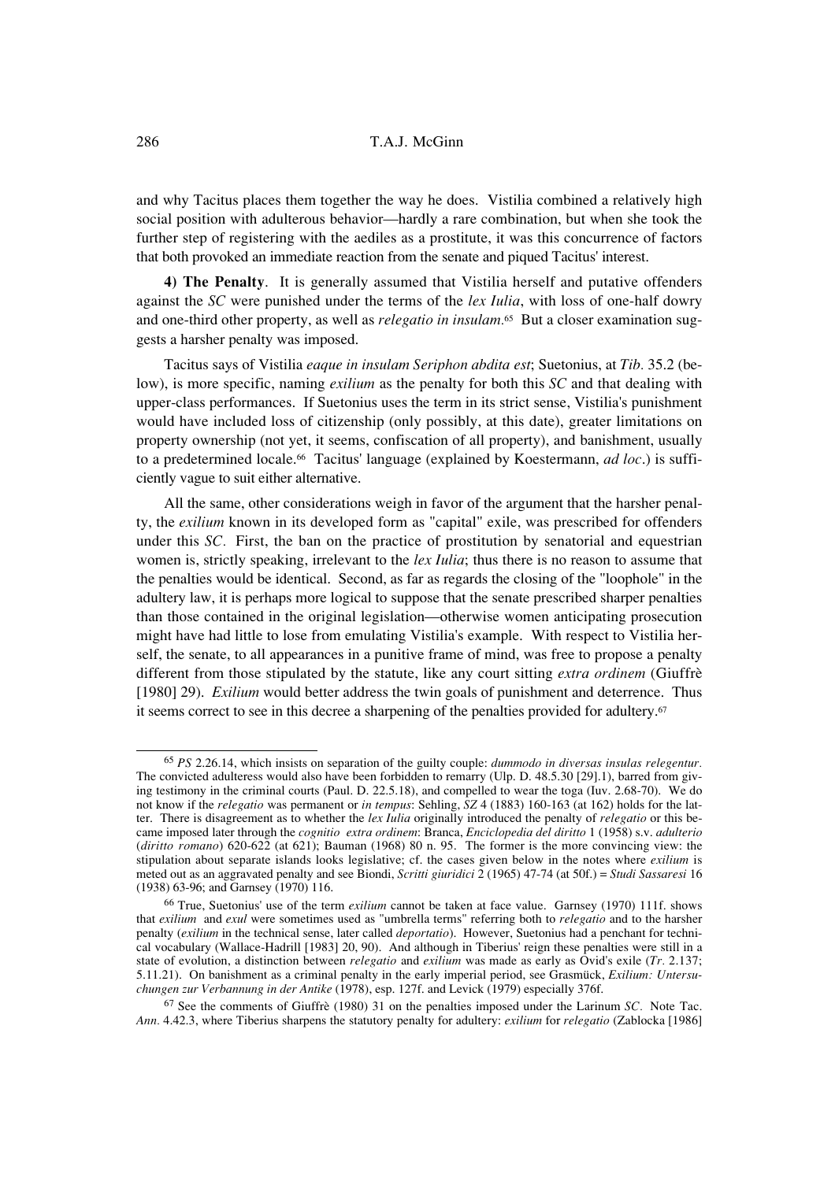and why Tacitus places them together the way he does. Vistilia combined a relatively high social position with adulterous behavior—hardly a rare combination, but when she took the further step of registering with the aediles as a prostitute, it was this concurrence of factors that both provoked an immediate reaction from the senate and piqued Tacitus' interest.

**4) The Penalty**. It is generally assumed that Vistilia herself and putative offenders against the *SC* were punished under the terms of the *lex Iulia*, with loss of one-half dowry and one-third other property, as well as *relegatio in insulam*.[65] But a closer examination suggests a harsher penalty was imposed.

Tacitus says of Vistilia *eaque in insulam Seriphon abdita est*; Suetonius, at *Tib*. 35.2 (below), is more specific, naming *exilium* as the penalty for both this *SC* and that dealing with upper-class performances. If Suetonius uses the term in its strict sense, Vistilia's punishment would have included loss of citizenship (only possibly, at this date), greater limitations on property ownership (not yet, it seems, confiscation of all property), and banishment, usually to a predetermined locale.[66] Tacitus' language (explained by Koestermann, *ad loc*.) is sufficiently vague to suit either alternative.

All the same, other considerations weigh in favor of the argument that the harsher penalty, the *exilium* known in its developed form as "capital" exile, was prescribed for offenders under this *SC*. First, the ban on the practice of prostitution by senatorial and equestrian women is, strictly speaking, irrelevant to the *lex Iulia*; thus there is no reason to assume that the penalties would be identical. Second, as far as regards the closing of the "loophole" in the adultery law, it is perhaps more logical to suppose that the senate prescribed sharper penalties than those contained in the original legislation—otherwise women anticipating prosecution might have had little to lose from emulating Vistilia's example. With respect to Vistilia herself, the senate, to all appearances in a punitive frame of mind, was free to propose a penalty different from those stipulated by the statute, like any court sitting *extra ordinem* (Giuffrè [1980] 29). *Exilium* would better address the twin goals of punishment and deterrence. Thus it seems correct to see in this decree a sharpening of the penalties provided for adultery.[67]

---

[65] *PS* 2.26.14, which insists on separation of the guilty couple: *dummodo in diversas insulas relegentur*. The convicted adulteress would also have been forbidden to remarry (Ulp. D. 48.5.30 [29].1), barred from giving testimony in the criminal courts (Paul. D. 22.5.18), and compelled to wear the toga (Iuv. 2.68-70). We do not know if the *relegatio* was permanent or *in tempus*: Sehling, *SZ* 4 (1883) 160-163 (at 162) holds for the latter. There is disagreement as to whether the *lex Iulia* originally introduced the penalty of *relegatio* or this became imposed later through the *cognitio extra ordinem*: Branca, *Enciclopedia del diritto* 1 (1958) s.v. *adulterio* (*diritto romano*) 620-622 (at 621); Bauman (1968) 80 n. 95. The former is the more convincing view: the stipulation about separate islands looks legislative; cf. the cases given below in the notes where *exilium* is meted out as an aggravated penalty and see Biondi, *Scritti giuridici* 2 (1965) 47-74 (at 50f.) = *Studi Sassaresi* 16 (1938) 63-96; and Garnsey (1970) 116.

[66] True, Suetonius' use of the term *exilium* cannot be taken at face value. Garnsey (1970) 111f. shows that *exilium* and *exul* were sometimes used as "umbrella terms" referring both to *relegatio* and to the harsher penalty (*exilium* in the technical sense, later called *deportatio*). However, Suetonius had a penchant for technical vocabulary (Wallace-Hadrill [1983] 20, 90). And although in Tiberius' reign these penalties were still in a state of evolution, a distinction between *relegatio* and *exilium* was made as early as Ovid's exile (*Tr*. 2.137; 5.11.21). On banishment as a criminal penalty in the early imperial period, see Grasmück, *Exilium: Untersuchungen zur Verbannung in der Antike* (1978), esp. 127f. and Levick (1979) especially 376f.

[67] See the comments of Giuffrè (1980) 31 on the penalties imposed under the Larinum *SC*. Note Tac. *Ann*. 4.42.3, where Tiberius sharpens the statutory penalty for adultery: *exilium* for *relegatio* (Zablocka [1986]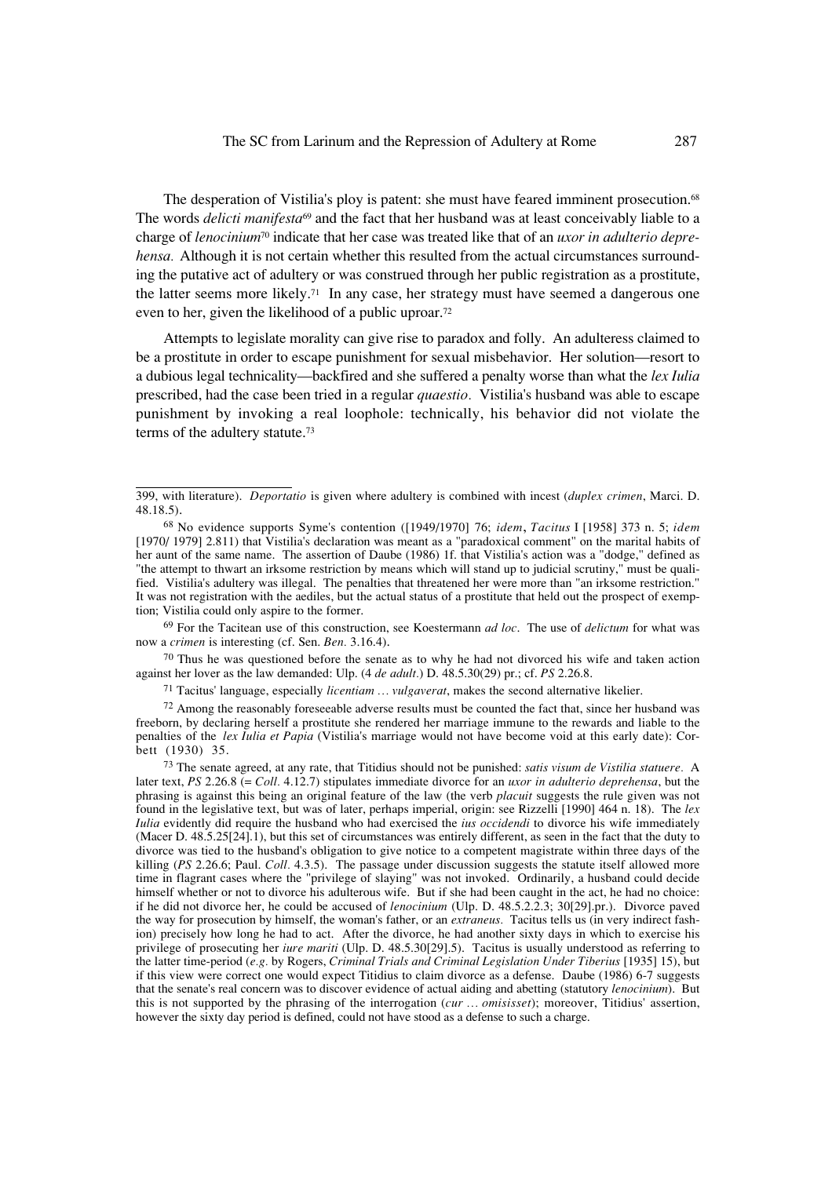The desperation of Vistilia's ploy is patent: she must have feared imminent prosecution.[68] The words *delicti manifesta*[69] and the fact that her husband was at least conceivably liable to a charge of *lenocinium*[70] indicate that her case was treated like that of an *uxor in adulterio deprehensa.* Although it is not certain whether this resulted from the actual circumstances surrounding the putative act of adultery or was construed through her public registration as a prostitute, the latter seems more likely.[71] In any case, her strategy must have seemed a dangerous one even to her, given the likelihood of a public uproar.[72]

Attempts to legislate morality can give rise to paradox and folly. An adulteress claimed to be a prostitute in order to escape punishment for sexual misbehavior. Her solution—resort to a dubious legal technicality—backfired and she suffered a penalty worse than what the *lex Iulia* prescribed, had the case been tried in a regular *quaestio.* Vistilia's husband was able to escape punishment by invoking a real loophole: technically, his behavior did not violate the terms of the adultery statute.[73]

---

399, with literature). *Deportatio* is given where adultery is combined with incest (*duplex crimen*, Marci. D. 48.18.5).

[68] No evidence supports Syme's contention ([1949/1970] 76; *idem*, *Tacitus* I [1958] 373 n. 5; *idem* [1970/ 1979] 2.811) that Vistilia's declaration was meant as a "paradoxical comment" on the marital habits of her aunt of the same name. The assertion of Daube (1986) 1f. that Vistilia's action was a "dodge," defined as "the attempt to thwart an irksome restriction by means which will stand up to judicial scrutiny," must be qualified. Vistilia's adultery was illegal. The penalties that threatened her were more than "an irksome restriction." It was not registration with the aediles, but the actual status of a prostitute that held out the prospect of exemption; Vistilia could only aspire to the former.

[69] For the Tacitean use of this construction, see Koestermann *ad loc*. The use of *delictum* for what was now a *crimen* is interesting (cf. Sen. *Ben.* 3.16.4).

[70] Thus he was questioned before the senate as to why he had not divorced his wife and taken action against her lover as the law demanded: Ulp. (4 *de adult*.) D. 48.5.30(29) pr.; cf. *PS* 2.26.8.

[71] Tacitus' language, especially *licentiam … vulgaverat*, makes the second alternative likelier.

[72] Among the reasonably foreseeable adverse results must be counted the fact that, since her husband was freeborn, by declaring herself a prostitute she rendered her marriage immune to the rewards and liable to the penalties of the *lex Iulia et Papia* (Vistilia's marriage would not have become void at this early date): Corbett (1930) 35.

[73] The senate agreed, at any rate, that Titidius should not be punished: *satis visum de Vistilia statuere*. A later text, *PS* 2.26.8 (= *Coll.* 4.12.7) stipulates immediate divorce for an *uxor in adulterio deprehensa*, but the phrasing is against this being an original feature of the law (the verb *placuit* suggests the rule given was not found in the legislative text, but was of later, perhaps imperial, origin: see Rizzelli [1990] 464 n. 18). The *lex Iulia* evidently did require the husband who had exercised the *ius occidendi* to divorce his wife immediately (Macer D. 48.5.25[24].1), but this set of circumstances was entirely different, as seen in the fact that the duty to divorce was tied to the husband's obligation to give notice to a competent magistrate within three days of the killing (*PS* 2.26.6; Paul. *Coll*. 4.3.5). The passage under discussion suggests the statute itself allowed more time in flagrant cases where the "privilege of slaying" was not invoked. Ordinarily, a husband could decide himself whether or not to divorce his adulterous wife. But if she had been caught in the act, he had no choice: if he did not divorce her, he could be accused of *lenocinium* (Ulp. D. 48.5.2.2.3; 30[29].pr.). Divorce paved the way for prosecution by himself, the woman's father, or an *extraneus.* Tacitus tells us (in very indirect fashion) precisely how long he had to act. After the divorce, he had another sixty days in which to exercise his privilege of prosecuting her *iure mariti* (Ulp. D. 48.5.30[29].5). Tacitus is usually understood as referring to the latter time-period (*e.g.* by Rogers, *Criminal Trials and Criminal Legislation Under Tiberius* [1935] 15), but if this view were correct one would expect Titidius to claim divorce as a defense. Daube (1986) 6-7 suggests that the senate's real concern was to discover evidence of actual aiding and abetting (statutory *lenocinium*). But this is not supported by the phrasing of the interrogation (*cur … omisisset*); moreover, Titidius' assertion, however the sixty day period is defined, could not have stood as a defense to such a charge.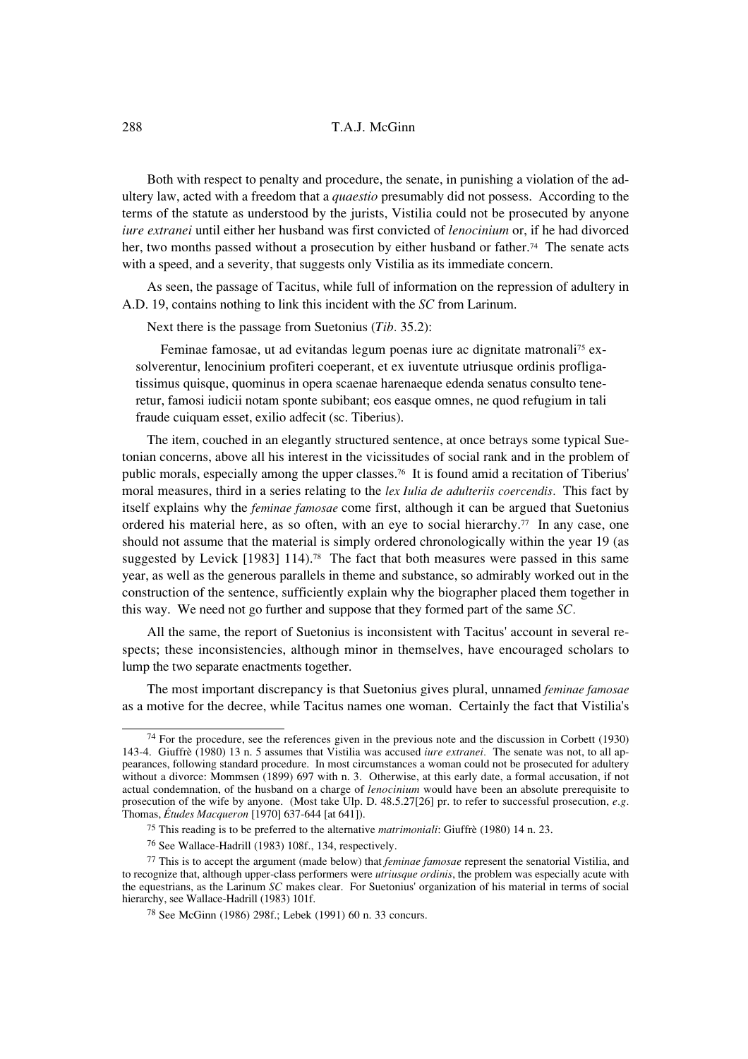Both with respect to penalty and procedure, the senate, in punishing a violation of the adultery law, acted with a freedom that a *quaestio* presumably did not possess. According to the terms of the statute as understood by the jurists, Vistilia could not be prosecuted by anyone *iure extranei* until either her husband was first convicted of *lenocinium* or, if he had divorced her, two months passed without a prosecution by either husband or father.[74] The senate acts with a speed, and a severity, that suggests only Vistilia as its immediate concern.

As seen, the passage of Tacitus, while full of information on the repression of adultery in A.D. 19, contains nothing to link this incident with the *SC* from Larinum.

Next there is the passage from Suetonius (*Tib*. 35.2):

> Feminae famosae, ut ad evitandas legum poenas iure ac dignitate matronali[75] exsolverentur, lenocinium profiteri coeperant, et ex iuventute utriusque ordinis profligatissimus quisque, quominus in opera scaenae harenaeque edenda senatus consulto teneretur, famosi iudicii notam sponte subibant; eos easque omnes, ne quod refugium in tali fraude cuiquam esset, exilio adfecit (sc. Tiberius).

The item, couched in an elegantly structured sentence, at once betrays some typical Suetonian concerns, above all his interest in the vicissitudes of social rank and in the problem of public morals, especially among the upper classes.[76] It is found amid a recitation of Tiberius' moral measures, third in a series relating to the *lex Iulia de adulteriis coercendis*. This fact by itself explains why the *feminae famosae* come first, although it can be argued that Suetonius ordered his material here, as so often, with an eye to social hierarchy.[77] In any case, one should not assume that the material is simply ordered chronologically within the year 19 (as suggested by Levick [1983] 114).[78] The fact that both measures were passed in this same year, as well as the generous parallels in theme and substance, so admirably worked out in the construction of the sentence, sufficiently explain why the biographer placed them together in this way. We need not go further and suppose that they formed part of the same *SC*.

All the same, the report of Suetonius is inconsistent with Tacitus' account in several respects; these inconsistencies, although minor in themselves, have encouraged scholars to lump the two separate enactments together.

The most important discrepancy is that Suetonius gives plural, unnamed *feminae famosae* as a motive for the decree, while Tacitus names one woman. Certainly the fact that Vistilia's

---

[74] For the procedure, see the references given in the previous note and the discussion in Corbett (1930) 143-4. Giuffrè (1980) 13 n. 5 assumes that Vistilia was accused *iure extranei*. The senate was not, to all appearances, following standard procedure. In most circumstances a woman could not be prosecuted for adultery without a divorce: Mommsen (1899) 697 with n. 3. Otherwise, at this early date, a formal accusation, if not actual condemnation, of the husband on a charge of *lenocinium* would have been an absolute prerequisite to prosecution of the wife by anyone. (Most take Ulp. D. 48.5.27[26] pr. to refer to successful prosecution, *e.g.* Thomas, *Études Macqueron* [1970] 637-644 [at 641]).

[75] This reading is to be preferred to the alternative *matrimoniali*: Giuffrè (1980) 14 n. 23.

[76] See Wallace-Hadrill (1983) 108f., 134, respectively.

[77] This is to accept the argument (made below) that *feminae famosae* represent the senatorial Vistilia, and to recognize that, although upper-class performers were *utriusque ordinis*, the problem was especially acute with the equestrians, as the Larinum *SC* makes clear. For Suetonius' organization of his material in terms of social hierarchy, see Wallace-Hadrill (1983) 101f.

[78] See McGinn (1986) 298f.; Lebek (1991) 60 n. 33 concurs.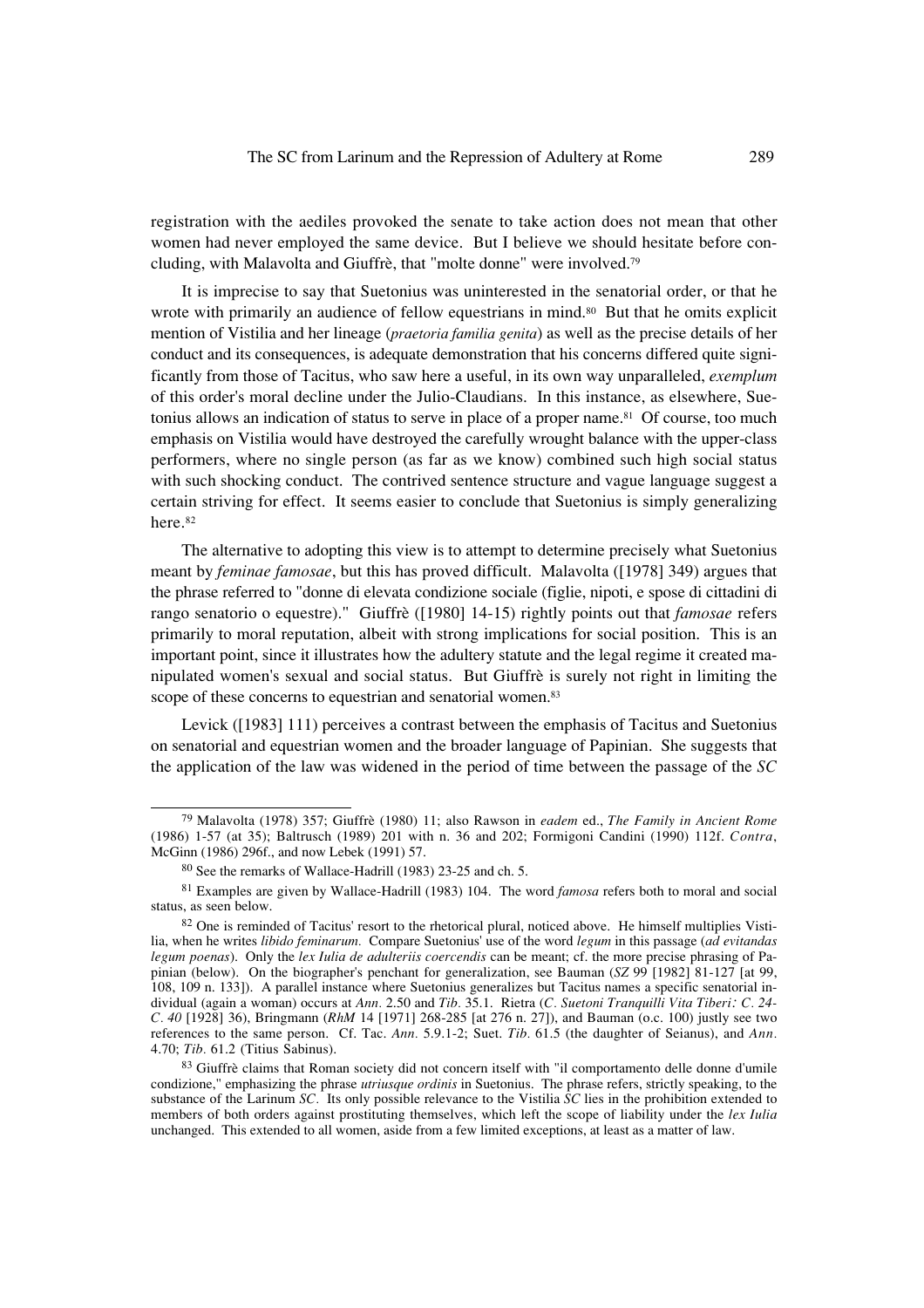registration with the aediles provoked the senate to take action does not mean that other women had never employed the same device. But I believe we should hesitate before concluding, with Malavolta and Giuffrè, that "molte donne" were involved.[79]

It is imprecise to say that Suetonius was uninterested in the senatorial order, or that he wrote with primarily an audience of fellow equestrians in mind.[80] But that he omits explicit mention of Vistilia and her lineage (*praetoria familia genita*) as well as the precise details of her conduct and its consequences, is adequate demonstration that his concerns differed quite significantly from those of Tacitus, who saw here a useful, in its own way unparalleled, *exemplum* of this order's moral decline under the Julio-Claudians. In this instance, as elsewhere, Suetonius allows an indication of status to serve in place of a proper name.[81] Of course, too much emphasis on Vistilia would have destroyed the carefully wrought balance with the upper-class performers, where no single person (as far as we know) combined such high social status with such shocking conduct. The contrived sentence structure and vague language suggest a certain striving for effect. It seems easier to conclude that Suetonius is simply generalizing here.[82]

The alternative to adopting this view is to attempt to determine precisely what Suetonius meant by *feminae famosae*, but this has proved difficult. Malavolta ([1978] 349) argues that the phrase referred to "donne di elevata condizione sociale (figlie, nipoti, e spose di cittadini di rango senatorio o equestre)." Giuffrè ([1980] 14-15) rightly points out that *famosae* refers primarily to moral reputation, albeit with strong implications for social position. This is an important point, since it illustrates how the adultery statute and the legal regime it created manipulated women's sexual and social status. But Giuffrè is surely not right in limiting the scope of these concerns to equestrian and senatorial women.[83]

Levick ([1983] 111) perceives a contrast between the emphasis of Tacitus and Suetonius on senatorial and equestrian women and the broader language of Papinian. She suggests that the application of the law was widened in the period of time between the passage of the *SC*

---

[79] Malavolta (1978) 357; Giuffrè (1980) 11; also Rawson in *eadem* ed., *The Family in Ancient Rome* (1986) 1-57 (at 35); Baltrusch (1989) 201 with n. 36 and 202; Formigoni Candini (1990) 112f. *Contra*, McGinn (1986) 296f., and now Lebek (1991) 57.

[80] See the remarks of Wallace-Hadrill (1983) 23-25 and ch. 5.

[81] Examples are given by Wallace-Hadrill (1983) 104. The word *famosa* refers both to moral and social status, as seen below.

[82] One is reminded of Tacitus' resort to the rhetorical plural, noticed above. He himself multiplies Vistilia, when he writes *libido feminarum.* Compare Suetonius' use of the word *legum* in this passage (*ad evitandas legum poenas*). Only the *lex Iulia de adulteriis coercendis* can be meant; cf. the more precise phrasing of Papinian (below). On the biographer's penchant for generalization, see Bauman (*SZ* 99 [1982] 81-127 [at 99, 108, 109 n. 133]). A parallel instance where Suetonius generalizes but Tacitus names a specific senatorial individual (again a woman) occurs at *Ann.* 2.50 and *Tib.* 35.1. Rietra (*C. Suetoni Tranquilli Vita Tiberi: C. 24-C. 40* [1928] 36), Bringmann (*RhM* 14 [1971] 268-285 [at 276 n. 27]), and Bauman (o.c. 100) justly see two references to the same person. Cf. Tac. *Ann.* 5.9.1-2; Suet. *Tib.* 61.5 (the daughter of Seianus), and *Ann.* 4.70; *Tib.* 61.2 (Titius Sabinus).

[83] Giuffrè claims that Roman society did not concern itself with "il comportamento delle donne d'umile condizione," emphasizing the phrase *utriusque ordinis* in Suetonius. The phrase refers, strictly speaking, to the substance of the Larinum *SC*. Its only possible relevance to the Vistilia *SC* lies in the prohibition extended to members of both orders against prostituting themselves, which left the scope of liability under the *lex Iulia* unchanged. This extended to all women, aside from a few limited exceptions, at least as a matter of law.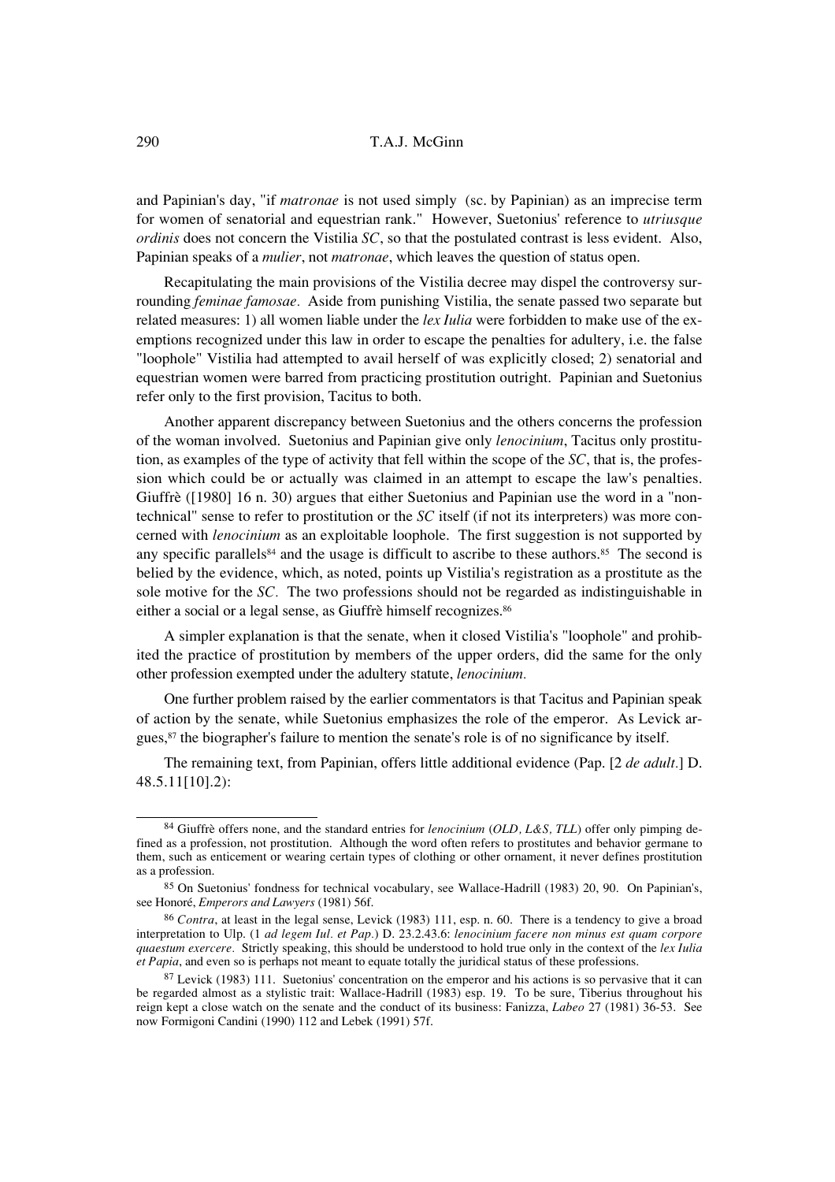and Papinian's day, "if *matronae* is not used simply (sc. by Papinian) as an imprecise term for women of senatorial and equestrian rank." However, Suetonius' reference to *utriusque ordinis* does not concern the Vistilia *SC*, so that the postulated contrast is less evident. Also, Papinian speaks of a *mulier*, not *matronae*, which leaves the question of status open.

Recapitulating the main provisions of the Vistilia decree may dispel the controversy surrounding *feminae famosae*. Aside from punishing Vistilia, the senate passed two separate but related measures: 1) all women liable under the *lex Iulia* were forbidden to make use of the exemptions recognized under this law in order to escape the penalties for adultery, i.e. the false "loophole" Vistilia had attempted to avail herself of was explicitly closed; 2) senatorial and equestrian women were barred from practicing prostitution outright. Papinian and Suetonius refer only to the first provision, Tacitus to both.

Another apparent discrepancy between Suetonius and the others concerns the profession of the woman involved. Suetonius and Papinian give only *lenocinium*, Tacitus only prostitution, as examples of the type of activity that fell within the scope of the *SC*, that is, the profession which could be or actually was claimed in an attempt to escape the law's penalties. Giuffrè ([1980] 16 n. 30) argues that either Suetonius and Papinian use the word in a "non-technical" sense to refer to prostitution or the *SC* itself (if not its interpreters) was more concerned with *lenocinium* as an exploitable loophole. The first suggestion is not supported by any specific parallels[84] and the usage is difficult to ascribe to these authors.[85] The second is belied by the evidence, which, as noted, points up Vistilia's registration as a prostitute as the sole motive for the *SC*. The two professions should not be regarded as indistinguishable in either a social or a legal sense, as Giuffrè himself recognizes.[86]

A simpler explanation is that the senate, when it closed Vistilia's "loophole" and prohibited the practice of prostitution by members of the upper orders, did the same for the only other profession exempted under the adultery statute, *lenocinium*.

One further problem raised by the earlier commentators is that Tacitus and Papinian speak of action by the senate, while Suetonius emphasizes the role of the emperor. As Levick argues,[87] the biographer's failure to mention the senate's role is of no significance by itself.

The remaining text, from Papinian, offers little additional evidence (Pap. [2 *de adult.*] D. 48.5.11[10].2):

---

[84] Giuffrè offers none, and the standard entries for *lenocinium* (*OLD, L&S, TLL*) offer only pimping defined as a profession, not prostitution. Although the word often refers to prostitutes and behavior germane to them, such as enticement or wearing certain types of clothing or other ornament, it never defines prostitution as a profession.

[85] On Suetonius' fondness for technical vocabulary, see Wallace-Hadrill (1983) 20, 90. On Papinian's, see Honoré, *Emperors and Lawyers* (1981) 56f.

[86] *Contra*, at least in the legal sense, Levick (1983) 111, esp. n. 60. There is a tendency to give a broad interpretation to Ulp. (1 *ad legem Iul. et Pap.*) D. 23.2.43.6: *lenocinium facere non minus est quam corpore quaestum exercere*. Strictly speaking, this should be understood to hold true only in the context of the *lex Iulia et Papia*, and even so is perhaps not meant to equate totally the juridical status of these professions.

[87] Levick (1983) 111. Suetonius' concentration on the emperor and his actions is so pervasive that it can be regarded almost as a stylistic trait: Wallace-Hadrill (1983) esp. 19. To be sure, Tiberius throughout his reign kept a close watch on the senate and the conduct of its business: Fanizza, *Labeo* 27 (1981) 36-53. See now Formigoni Candini (1990) 112 and Lebek (1991) 57f.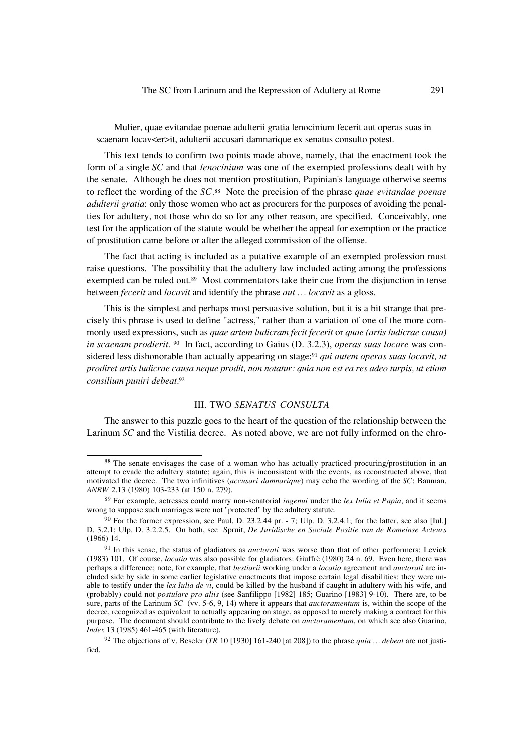Mulier, quae evitandae poenae adulterii gratia lenocinium fecerit aut operas suas in scaenam locav<er>it, adulterii accusari damnarique ex senatus consulto potest.

This text tends to confirm two points made above, namely, that the enactment took the form of a single *SC* and that *lenocinium* was one of the exempted professions dealt with by the senate. Although he does not mention prostitution, Papinian's language otherwise seems to reflect the wording of the *SC*.[88] Note the precision of the phrase *quae evitandae poenae adulterii gratia*: only those women who act as procurers for the purposes of avoiding the penalties for adultery, not those who do so for any other reason, are specified. Conceivably, one test for the application of the statute would be whether the appeal for exemption or the practice of prostitution came before or after the alleged commission of the offense.

The fact that acting is included as a putative example of an exempted profession must raise questions. The possibility that the adultery law included acting among the professions exempted can be ruled out.[89] Most commentators take their cue from the disjunction in tense between *fecerit* and *locavit* and identify the phrase *aut … locavit* as a gloss.

This is the simplest and perhaps most persuasive solution, but it is a bit strange that precisely this phrase is used to define "actress," rather than a variation of one of the more commonly used expressions, such as *quae artem ludicram fecit fecerit* or *quae (artis ludicrae causa) in scaenam prodierit*.[90] In fact, according to Gaius (D. 3.2.3), *operas suas locare* was considered less dishonorable than actually appearing on stage:[91] *qui autem operas suas locavit, ut prodiret artis ludicrae causa neque prodit, non notatur: quia non est ea res adeo turpis, ut etiam consilium puniri debeat*.[92]

## III. TWO *SENATUS CONSULTA*

The answer to this puzzle goes to the heart of the question of the relationship between the Larinum *SC* and the Vistilia decree. As noted above, we are not fully informed on the chro-

---

[88] The senate envisages the case of a woman who has actually practiced procuring/prostitution in an attempt to evade the adultery statute; again, this is inconsistent with the events, as reconstructed above, that motivated the decree. The two infinitives (*accusari damnarique*) may echo the wording of the *SC*: Bauman, *ANRW* 2.13 (1980) 103-233 (at 150 n. 279).

[89] For example, actresses could marry non-senatorial *ingenui* under the *lex Iulia et Papia*, and it seems wrong to suppose such marriages were not "protected" by the adultery statute.

[90] For the former expression, see Paul. D. 23.2.44 pr. - 7; Ulp. D. 3.2.4.1; for the latter, see also [Iul.] D. 3.2.1; Ulp. D. 3.2.2.5. On both, see Spruit, *De Juridische en Sociale Positie van de Romeinse Acteurs* (1966) 14.

[91] In this sense, the status of gladiators as *auctorati* was worse than that of other performers: Levick (1983) 101. Of course, *locatio* was also possible for gladiators: Giuffrè (1980) 24 n. 69. Even here, there was perhaps a difference; note, for example, that *bestiarii* working under a *locatio* agreement and *auctorati* are included side by side in some earlier legislative enactments that impose certain legal disabilities: they were unable to testify under the *lex Iulia de vi*, could be killed by the husband if caught in adultery with his wife, and (probably) could not *postulare pro aliis* (see Sanfilippo [1982] 185; Guarino [1983] 9-10). There are, to be sure, parts of the Larinum *SC* (vv. 5-6, 9, 14) where it appears that *auctoramentum* is, within the scope of the decree, recognized as equivalent to actually appearing on stage, as opposed to merely making a contract for this purpose. The document should contribute to the lively debate on *auctoramentum*, on which see also Guarino, *Index* 13 (1985) 461-465 (with literature).

[92] The objections of v. Beseler (*TR* 10 [1930] 161-240 [at 208]) to the phrase *quia … debeat* are not justified.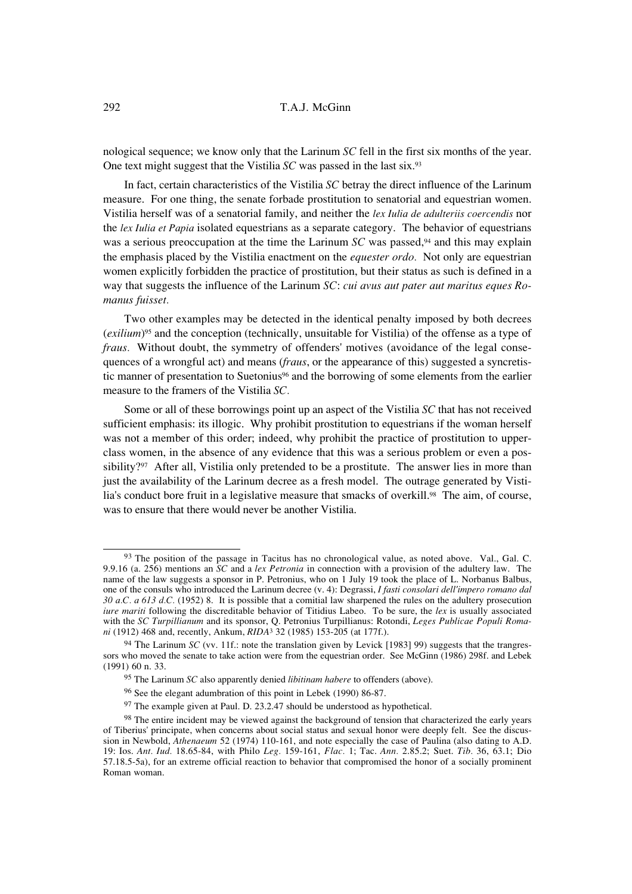nological sequence; we know only that the Larinum *SC* fell in the first six months of the year. One text might suggest that the Vistilia *SC* was passed in the last six.[93]

In fact, certain characteristics of the Vistilia *SC* betray the direct influence of the Larinum measure. For one thing, the senate forbade prostitution to senatorial and equestrian women. Vistilia herself was of a senatorial family, and neither the *lex Iulia de adulteriis coercendis* nor the *lex Iulia et Papia* isolated equestrians as a separate category. The behavior of equestrians was a serious preoccupation at the time the Larinum *SC* was passed,[94] and this may explain the emphasis placed by the Vistilia enactment on the *equester ordo.* Not only are equestrian women explicitly forbidden the practice of prostitution, but their status as such is defined in a way that suggests the influence of the Larinum *SC*: *cui avus aut pater aut maritus eques Romanus fuisset.*

Two other examples may be detected in the identical penalty imposed by both decrees (*exilium*)[95] and the conception (technically, unsuitable for Vistilia) of the offense as a type of *fraus.* Without doubt, the symmetry of offenders' motives (avoidance of the legal consequences of a wrongful act) and means (*fraus*, or the appearance of this) suggested a syncretistic manner of presentation to Suetonius[96] and the borrowing of some elements from the earlier measure to the framers of the Vistilia *SC*.

Some or all of these borrowings point up an aspect of the Vistilia *SC* that has not received sufficient emphasis: its illogic. Why prohibit prostitution to equestrians if the woman herself was not a member of this order; indeed, why prohibit the practice of prostitution to upper-class women, in the absence of any evidence that this was a serious problem or even a possibility?[97] After all, Vistilia only pretended to be a prostitute. The answer lies in more than just the availability of the Larinum decree as a fresh model. The outrage generated by Vistilia's conduct bore fruit in a legislative measure that smacks of overkill.[98] The aim, of course, was to ensure that there would never be another Vistilia.

---

[93] The position of the passage in Tacitus has no chronological value, as noted above. Val., Gal. C. 9.9.16 (a. 256) mentions an *SC* and a *lex Petronia* in connection with a provision of the adultery law. The name of the law suggests a sponsor in P. Petronius, who on 1 July 19 took the place of L. Norbanus Balbus, one of the consuls who introduced the Larinum decree (v. 4): Degrassi, *I fasti consolari dell'impero romano dal 30 a.C. a 613 d.C.* (1952) 8. It is possible that a comitial law sharpened the rules on the adultery prosecution *iure mariti* following the discreditable behavior of Titidius Labeo. To be sure, the *lex* is usually associated with the *SC Turpillianum* and its sponsor, Q. Petronius Turpillianus: Rotondi, *Leges Publicae Populi Romani* (1912) 468 and, recently, Ankum, *RIDA*3 32 (1985) 153-205 (at 177f.).

[94] The Larinum *SC* (vv. 11f.: note the translation given by Levick [1983] 99) suggests that the trangressors who moved the senate to take action were from the equestrian order. See McGinn (1986) 298f. and Lebek (1991) 60 n. 33.

[95] The Larinum *SC* also apparently denied *libitinam habere* to offenders (above).

[96] See the elegant adumbration of this point in Lebek (1990) 86-87.

[97] The example given at Paul. D. 23.2.47 should be understood as hypothetical.

[98] The entire incident may be viewed against the background of tension that characterized the early years of Tiberius' principate, when concerns about social status and sexual honor were deeply felt. See the discussion in Newbold, *Athenaeum* 52 (1974) 110-161, and note especially the case of Paulina (also dating to A.D. 19: Ios. *Ant. Iud.* 18.65-84, with Philo *Leg.* 159-161, *Flac.* 1; Tac. *Ann.* 2.85.2; Suet. *Tib.* 36, 63.1; Dio 57.18.5-5a), for an extreme official reaction to behavior that compromised the honor of a socially prominent Roman woman.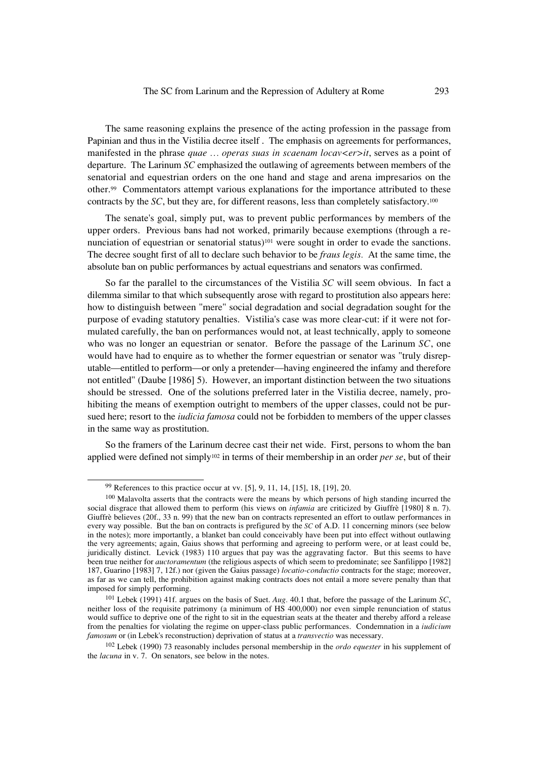The same reasoning explains the presence of the acting profession in the passage from Papinian and thus in the Vistilia decree itself . The emphasis on agreements for performances, manifested in the phrase *quae … operas suas in scaenam locav<er>it*, serves as a point of departure. The Larinum *SC* emphasized the outlawing of agreements between members of the senatorial and equestrian orders on the one hand and stage and arena impresarios on the other.[99] Commentators attempt various explanations for the importance attributed to these contracts by the *SC*, but they are, for different reasons, less than completely satisfactory.[100]

The senate's goal, simply put, was to prevent public performances by members of the upper orders. Previous bans had not worked, primarily because exemptions (through a renunciation of equestrian or senatorial status)[101] were sought in order to evade the sanctions. The decree sought first of all to declare such behavior to be *fraus legis.* At the same time, the absolute ban on public performances by actual equestrians and senators was confirmed.

So far the parallel to the circumstances of the Vistilia *SC* will seem obvious. In fact a dilemma similar to that which subsequently arose with regard to prostitution also appears here: how to distinguish between "mere" social degradation and social degradation sought for the purpose of evading statutory penalties. Vistilia's case was more clear-cut: if it were not formulated carefully, the ban on performances would not, at least technically, apply to someone who was no longer an equestrian or senator. Before the passage of the Larinum *SC*, one would have had to enquire as to whether the former equestrian or senator was "truly disreputable—entitled to perform—or only a pretender—having engineered the infamy and therefore not entitled" (Daube [1986] 5). However, an important distinction between the two situations should be stressed. One of the solutions preferred later in the Vistilia decree, namely, prohibiting the means of exemption outright to members of the upper classes, could not be pursued here; resort to the *iudicia famosa* could not be forbidden to members of the upper classes in the same way as prostitution.

So the framers of the Larinum decree cast their net wide. First, persons to whom the ban applied were defined not simply[102] in terms of their membership in an order *per se*, but of their

---

[99] References to this practice occur at vv. [5], 9, 11, 14, [15], 18, [19], 20.

[100] Malavolta asserts that the contracts were the means by which persons of high standing incurred the social disgrace that allowed them to perform (his views on *infamia* are criticized by Giuffrè [1980] 8 n. 7). Giuffrè believes (20f., 33 n. 99) that the new ban on contracts represented an effort to outlaw performances in every way possible. But the ban on contracts is prefigured by the *SC* of A.D. 11 concerning minors (see below in the notes); more importantly, a blanket ban could conceivably have been put into effect without outlawing the very agreements; again, Gaius shows that performing and agreeing to perform were, or at least could be, juridically distinct. Levick (1983) 110 argues that pay was the aggravating factor. But this seems to have been true neither for *auctoramentum* (the religious aspects of which seem to predominate; see Sanfilippo [1982] 187, Guarino [1983] 7, 12f.) nor (given the Gaius passage) *locatio-conductio* contracts for the stage; moreover, as far as we can tell, the prohibition against making contracts does not entail a more severe penalty than that imposed for simply performing.

[101] Lebek (1991) 41f. argues on the basis of Suet. *Aug.* 40.1 that, before the passage of the Larinum *SC*, neither loss of the requisite patrimony (a minimum of HS 400,000) nor even simple renunciation of status would suffice to deprive one of the right to sit in the equestrian seats at the theater and thereby afford a release from the penalties for violating the regime on upper-class public performances. Condemnation in a *iudicium famosum* or (in Lebek's reconstruction) deprivation of status at a *transvectio* was necessary.

[102] Lebek (1990) 73 reasonably includes personal membership in the *ordo equester* in his supplement of the *lacuna* in v. 7. On senators, see below in the notes.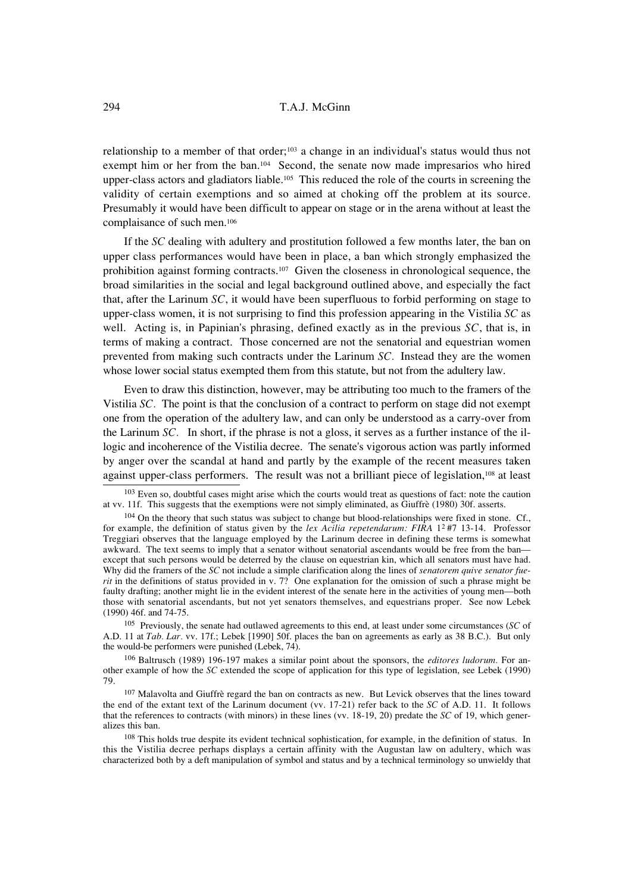relationship to a member of that order;[103] a change in an individual's status would thus not exempt him or her from the ban.[104] Second, the senate now made impresarios who hired upper-class actors and gladiators liable.[105] This reduced the role of the courts in screening the validity of certain exemptions and so aimed at choking off the problem at its source. Presumably it would have been difficult to appear on stage or in the arena without at least the complaisance of such men.[106]

If the *SC* dealing with adultery and prostitution followed a few months later, the ban on upper class performances would have been in place, a ban which strongly emphasized the prohibition against forming contracts.[107] Given the closeness in chronological sequence, the broad similarities in the social and legal background outlined above, and especially the fact that, after the Larinum *SC*, it would have been superfluous to forbid performing on stage to upper-class women, it is not surprising to find this profession appearing in the Vistilia *SC* as well. Acting is, in Papinian's phrasing, defined exactly as in the previous *SC*, that is, in terms of making a contract. Those concerned are not the senatorial and equestrian women prevented from making such contracts under the Larinum *SC*. Instead they are the women whose lower social status exempted them from this statute, but not from the adultery law.

Even to draw this distinction, however, may be attributing too much to the framers of the Vistilia *SC*. The point is that the conclusion of a contract to perform on stage did not exempt one from the operation of the adultery law, and can only be understood as a carry-over from the Larinum *SC*. In short, if the phrase is not a gloss, it serves as a further instance of the illogic and incoherence of the Vistilia decree. The senate's vigorous action was partly informed by anger over the scandal at hand and partly by the example of the recent measures taken against upper-class performers. The result was not a brilliant piece of legislation,[108] at least

---

[103] Even so, doubtful cases might arise which the courts would treat as questions of fact: note the caution at vv. 11f. This suggests that the exemptions were not simply eliminated, as Giuffrè (1980) 30f. asserts.

[104] On the theory that such status was subject to change but blood-relationships were fixed in stone. Cf., for example, the definition of status given by the *lex Acilia repetendarum: FIRA* 1² #7 13-14. Professor Treggiari observes that the language employed by the Larinum decree in defining these terms is somewhat awkward. The text seems to imply that a senator without senatorial ascendants would be free from the ban—except that such persons would be deterred by the clause on equestrian kin, which all senators must have had. Why did the framers of the *SC* not include a simple clarification along the lines of *senatorem quive senator fuerit* in the definitions of status provided in v. 7? One explanation for the omission of such a phrase might be faulty drafting; another might lie in the evident interest of the senate here in the activities of young men—both those with senatorial ascendants, but not yet senators themselves, and equestrians proper. See now Lebek (1990) 46f. and 74-75.

[105] Previously, the senate had outlawed agreements to this end, at least under some circumstances (*SC* of A.D. 11 at *Tab. Lar.* vv. 17f.; Lebek [1990] 50f. places the ban on agreements as early as 38 B.C.). But only the would-be performers were punished (Lebek, 74).

[106] Baltrusch (1989) 196-197 makes a similar point about the sponsors, the *editores ludorum*. For another example of how the *SC* extended the scope of application for this type of legislation, see Lebek (1990) 79.

[107] Malavolta and Giuffrè regard the ban on contracts as new. But Levick observes that the lines toward the end of the extant text of the Larinum document (vv. 17-21) refer back to the *SC* of A.D. 11. It follows that the references to contracts (with minors) in these lines (vv. 18-19, 20) predate the *SC* of 19, which generalizes this ban.

[108] This holds true despite its evident technical sophistication, for example, in the definition of status. In this the Vistilia decree perhaps displays a certain affinity with the Augustan law on adultery, which was characterized both by a deft manipulation of symbol and status and by a technical terminology so unwieldy that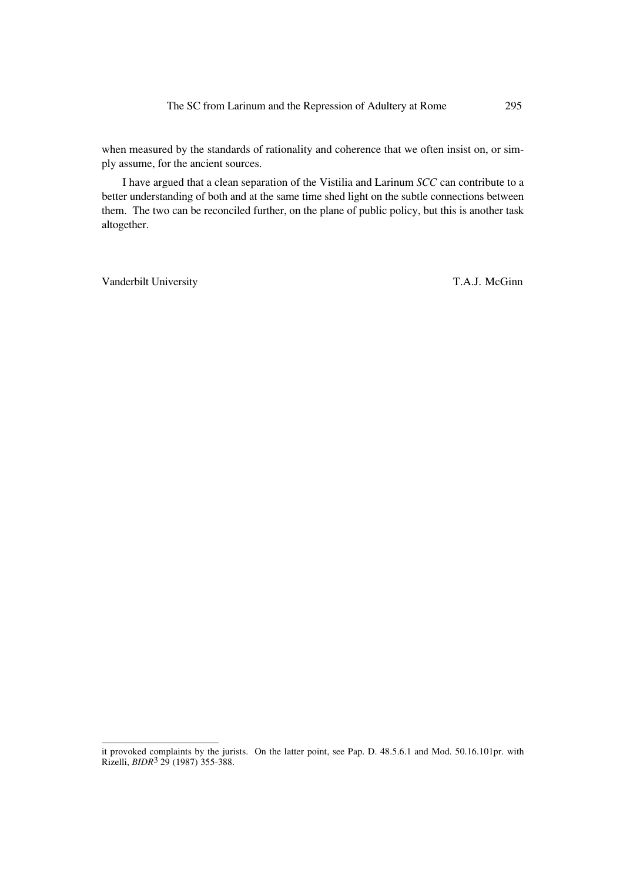when measured by the standards of rationality and coherence that we often insist on, or simply assume, for the ancient sources.

I have argued that a clean separation of the Vistilia and Larinum *SCC* can contribute to a better understanding of both and at the same time shed light on the subtle connections between them. The two can be reconciled further, on the plane of public policy, but this is another task altogether.

Vanderbilt University T.A.J. McGinn

---

it provoked complaints by the jurists. On the latter point, see Pap. D. 48.5.6.1 and Mod. 50.16.101pr. with Rizelli, *BIDR*[3] 29 (1987) 355-388.